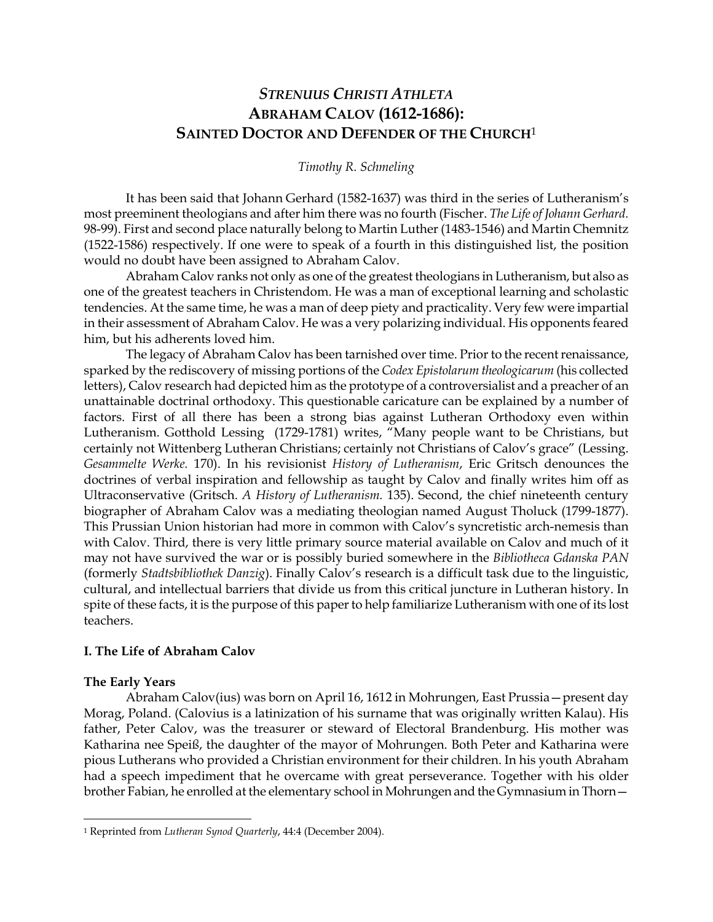# *STRENUUS CHRISTI ATHLETA*
# ABRAHAM CALOV (1612-1686): SAINTED DOCTOR AND DEFENDER OF THE CHURCH[1]

*Timothy R. Schmeling*

It has been said that Johann Gerhard (1582-1637) was third in the series of Lutheranism's most preeminent theologians and after him there was no fourth (Fischer. *The Life of Johann Gerhard.* 98-99). First and second place naturally belong to Martin Luther (1483-1546) and Martin Chemnitz (1522-1586) respectively. If one were to speak of a fourth in this distinguished list, the position would no doubt have been assigned to Abraham Calov.

Abraham Calov ranks not only as one of the greatest theologians in Lutheranism, but also as one of the greatest teachers in Christendom. He was a man of exceptional learning and scholastic tendencies. At the same time, he was a man of deep piety and practicality. Very few were impartial in their assessment of Abraham Calov. He was a very polarizing individual. His opponents feared him, but his adherents loved him.

The legacy of Abraham Calov has been tarnished over time. Prior to the recent renaissance, sparked by the rediscovery of missing portions of the *Codex Epistolarum theologicarum* (his collected letters), Calov research had depicted him as the prototype of a controversialist and a preacher of an unattainable doctrinal orthodoxy. This questionable caricature can be explained by a number of factors. First of all there has been a strong bias against Lutheran Orthodoxy even within Lutheranism. Gotthold Lessing (1729-1781) writes, "Many people want to be Christians, but certainly not Wittenberg Lutheran Christians; certainly not Christians of Calov's grace" (Lessing. *Gesammelte Werke.* 170). In his revisionist *History of Lutheranism*, Eric Gritsch denounces the doctrines of verbal inspiration and fellowship as taught by Calov and finally writes him off as Ultraconservative (Gritsch. *A History of Lutheranism.* 135). Second, the chief nineteenth century biographer of Abraham Calov was a mediating theologian named August Tholuck (1799-1877). This Prussian Union historian had more in common with Calov's syncretistic arch-nemesis than with Calov. Third, there is very little primary source material available on Calov and much of it may not have survived the war or is possibly buried somewhere in the *Bibliotheca Gdanska PAN* (formerly *Stadtsbibliothek Danzig*). Finally Calov's research is a difficult task due to the linguistic, cultural, and intellectual barriers that divide us from this critical juncture in Lutheran history. In spite of these facts, it is the purpose of this paper to help familiarize Lutheranism with one of its lost teachers.

## I. The Life of Abraham Calov

### The Early Years

Abraham Calov(ius) was born on April 16, 1612 in Mohrungen, East Prussia—present day Morag, Poland. (Calovius is a latinization of his surname that was originally written Kalau). His father, Peter Calov, was the treasurer or steward of Electoral Brandenburg. His mother was Katharina nee Speiß, the daughter of the mayor of Mohrungen. Both Peter and Katharina were pious Lutherans who provided a Christian environment for their children. In his youth Abraham had a speech impediment that he overcame with great perseverance. Together with his older brother Fabian, he enrolled at the elementary school in Mohrungen and the Gymnasium in Thorn—

[1] Reprinted from *Lutheran Synod Quarterly*, 44:4 (December 2004).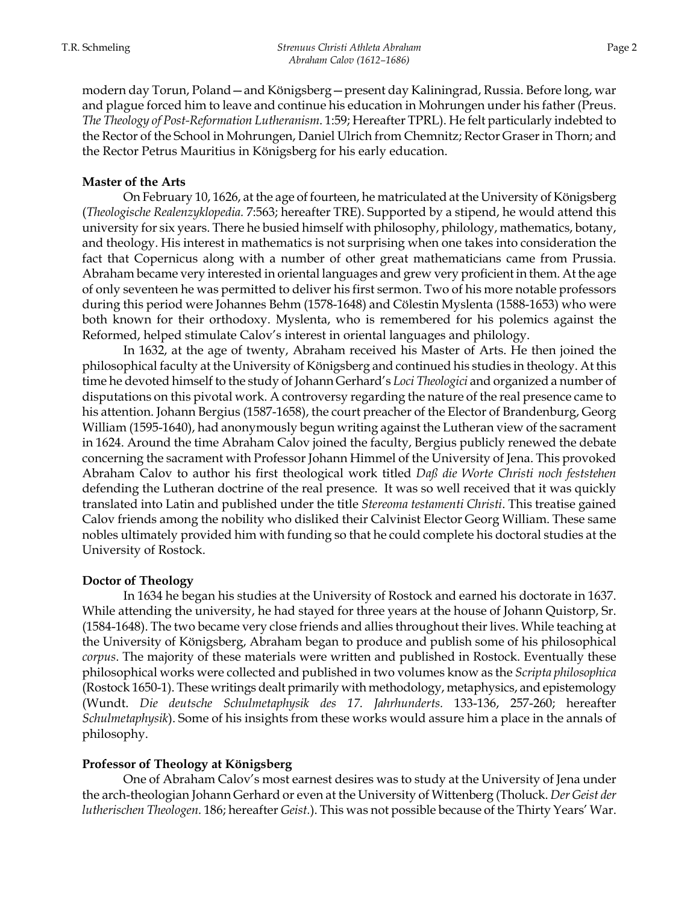modern day Torun, Poland—and Königsberg—present day Kaliningrad, Russia. Before long, war and plague forced him to leave and continue his education in Mohrungen under his father (Preus. *The Theology of Post-Reformation Lutheranism*. 1:59; Hereafter TPRL). He felt particularly indebted to the Rector of the School in Mohrungen, Daniel Ulrich from Chemnitz; Rector Graser in Thorn; and the Rector Petrus Mauritius in Königsberg for his early education.

**Master of the Arts**

On February 10, 1626, at the age of fourteen, he matriculated at the University of Königsberg (*Theologische Realenzyklopedia*. 7:563; hereafter TRE). Supported by a stipend, he would attend this university for six years. There he busied himself with philosophy, philology, mathematics, botany, and theology. His interest in mathematics is not surprising when one takes into consideration the fact that Copernicus along with a number of other great mathematicians came from Prussia. Abraham became very interested in oriental languages and grew very proficient in them. At the age of only seventeen he was permitted to deliver his first sermon. Two of his more notable professors during this period were Johannes Behm (1578-1648) and Cölestin Myslenta (1588-1653) who were both known for their orthodoxy. Myslenta, who is remembered for his polemics against the Reformed, helped stimulate Calov's interest in oriental languages and philology.

In 1632, at the age of twenty, Abraham received his Master of Arts. He then joined the philosophical faculty at the University of Königsberg and continued his studies in theology. At this time he devoted himself to the study of Johann Gerhard's *Loci Theologici* and organized a number of disputations on this pivotal work. A controversy regarding the nature of the real presence came to his attention. Johann Bergius (1587-1658), the court preacher of the Elector of Brandenburg, Georg William (1595-1640), had anonymously begun writing against the Lutheran view of the sacrament in 1624. Around the time Abraham Calov joined the faculty, Bergius publicly renewed the debate concerning the sacrament with Professor Johann Himmel of the University of Jena. This provoked Abraham Calov to author his first theological work titled *Daß die Worte Christi noch feststehen* defending the Lutheran doctrine of the real presence. It was so well received that it was quickly translated into Latin and published under the title *Stereoma testamenti Christi*. This treatise gained Calov friends among the nobility who disliked their Calvinist Elector Georg William. These same nobles ultimately provided him with funding so that he could complete his doctoral studies at the University of Rostock.

**Doctor of Theology**

In 1634 he began his studies at the University of Rostock and earned his doctorate in 1637. While attending the university, he had stayed for three years at the house of Johann Quistorp, Sr. (1584-1648). The two became very close friends and allies throughout their lives. While teaching at the University of Königsberg, Abraham began to produce and publish some of his philosophical *corpus*. The majority of these materials were written and published in Rostock. Eventually these philosophical works were collected and published in two volumes know as the *Scripta philosophica* (Rostock 1650-1). These writings dealt primarily with methodology, metaphysics, and epistemology (Wundt. *Die deutsche Schulmetaphysik des 17. Jahrhunderts*. 133-136, 257-260; hereafter *Schulmetaphysik*). Some of his insights from these works would assure him a place in the annals of philosophy.

**Professor of Theology at Königsberg**

One of Abraham Calov's most earnest desires was to study at the University of Jena under the arch-theologian Johann Gerhard or even at the University of Wittenberg (Tholuck. *Der Geist der lutherischen Theologen*. 186; hereafter *Geist*.). This was not possible because of the Thirty Years' War.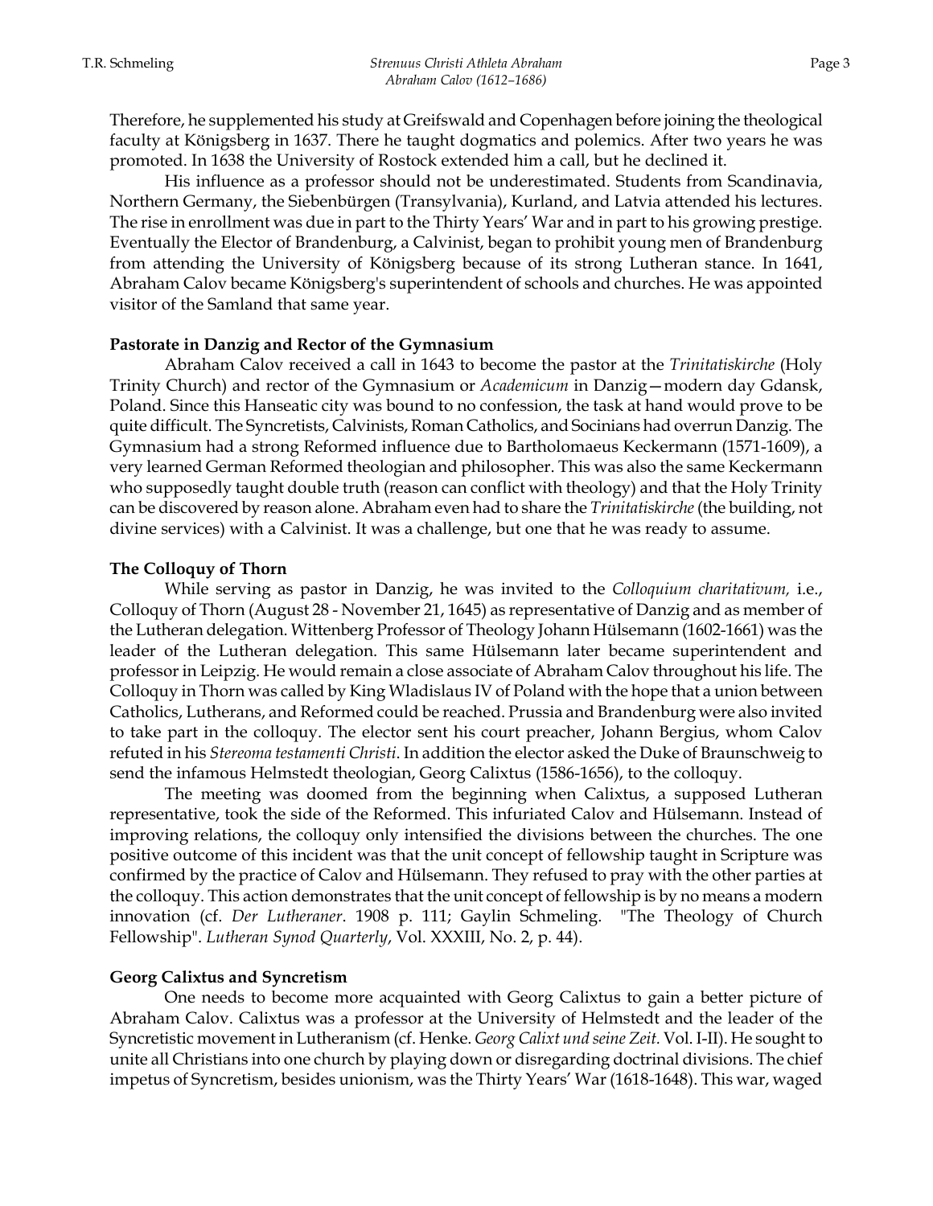Therefore, he supplemented his study at Greifswald and Copenhagen before joining the theological faculty at Königsberg in 1637. There he taught dogmatics and polemics. After two years he was promoted. In 1638 the University of Rostock extended him a call, but he declined it.

His influence as a professor should not be underestimated. Students from Scandinavia, Northern Germany, the Siebenbürgen (Transylvania), Kurland, and Latvia attended his lectures. The rise in enrollment was due in part to the Thirty Years' War and in part to his growing prestige. Eventually the Elector of Brandenburg, a Calvinist, began to prohibit young men of Brandenburg from attending the University of Königsberg because of its strong Lutheran stance. In 1641, Abraham Calov became Königsberg's superintendent of schools and churches. He was appointed visitor of the Samland that same year.

**Pastorate in Danzig and Rector of the Gymnasium**

Abraham Calov received a call in 1643 to become the pastor at the *Trinitatiskirche* (Holy Trinity Church) and rector of the Gymnasium or *Academicum* in Danzig—modern day Gdansk, Poland. Since this Hanseatic city was bound to no confession, the task at hand would prove to be quite difficult. The Syncretists, Calvinists, Roman Catholics, and Socinians had overrun Danzig. The Gymnasium had a strong Reformed influence due to Bartholomaeus Keckermann (1571-1609), a very learned German Reformed theologian and philosopher. This was also the same Keckermann who supposedly taught double truth (reason can conflict with theology) and that the Holy Trinity can be discovered by reason alone. Abraham even had to share the *Trinitatiskirche* (the building, not divine services) with a Calvinist. It was a challenge, but one that he was ready to assume.

**The Colloquy of Thorn**

While serving as pastor in Danzig, he was invited to the *Colloquium charitativum,* i.e., Colloquy of Thorn (August 28 - November 21, 1645) as representative of Danzig and as member of the Lutheran delegation. Wittenberg Professor of Theology Johann Hülsemann (1602-1661) was the leader of the Lutheran delegation. This same Hülsemann later became superintendent and professor in Leipzig. He would remain a close associate of Abraham Calov throughout his life. The Colloquy in Thorn was called by King Wladislaus IV of Poland with the hope that a union between Catholics, Lutherans, and Reformed could be reached. Prussia and Brandenburg were also invited to take part in the colloquy. The elector sent his court preacher, Johann Bergius, whom Calov refuted in his *Stereoma testamenti Christi*. In addition the elector asked the Duke of Braunschweig to send the infamous Helmstedt theologian, Georg Calixtus (1586-1656), to the colloquy.

The meeting was doomed from the beginning when Calixtus, a supposed Lutheran representative, took the side of the Reformed. This infuriated Calov and Hülsemann. Instead of improving relations, the colloquy only intensified the divisions between the churches. The one positive outcome of this incident was that the unit concept of fellowship taught in Scripture was confirmed by the practice of Calov and Hülsemann. They refused to pray with the other parties at the colloquy. This action demonstrates that the unit concept of fellowship is by no means a modern innovation (cf. *Der Lutheraner*. 1908 p. 111; Gaylin Schmeling. "The Theology of Church Fellowship". *Lutheran Synod Quarterly*, Vol. XXXIII, No. 2, p. 44).

**Georg Calixtus and Syncretism**

One needs to become more acquainted with Georg Calixtus to gain a better picture of Abraham Calov. Calixtus was a professor at the University of Helmstedt and the leader of the Syncretistic movement in Lutheranism (cf. Henke. *Georg Calixt und seine Zeit.* Vol. I-II). He sought to unite all Christians into one church by playing down or disregarding doctrinal divisions. The chief impetus of Syncretism, besides unionism, was the Thirty Years' War (1618-1648). This war, waged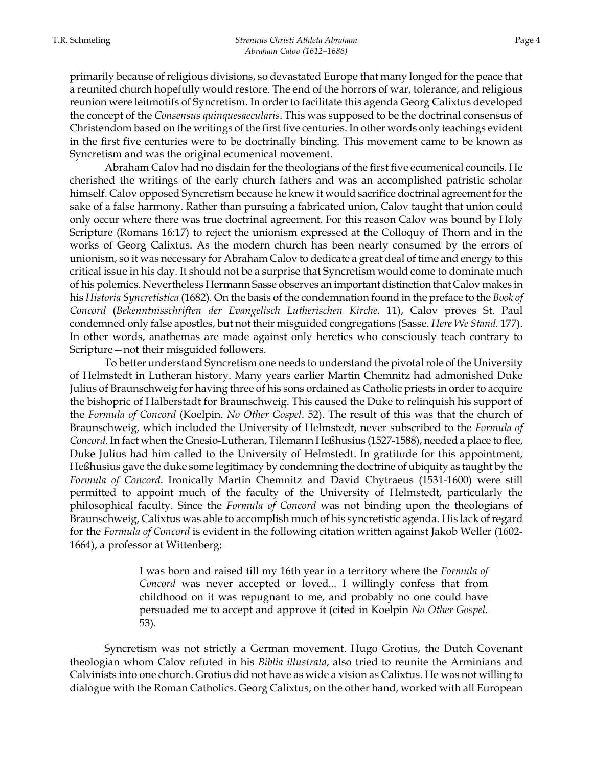primarily because of religious divisions, so devastated Europe that many longed for the peace that a reunited church hopefully would restore. The end of the horrors of war, tolerance, and religious reunion were leitmotifs of Syncretism. In order to facilitate this agenda Georg Calixtus developed the concept of the *Consensus quinquesaecularis*. This was supposed to be the doctrinal consensus of Christendom based on the writings of the first five centuries. In other words only teachings evident in the first five centuries were to be doctrinally binding. This movement came to be known as Syncretism and was the original ecumenical movement.

Abraham Calov had no disdain for the theologians of the first five ecumenical councils. He cherished the writings of the early church fathers and was an accomplished patristic scholar himself. Calov opposed Syncretism because he knew it would sacrifice doctrinal agreement for the sake of a false harmony. Rather than pursuing a fabricated union, Calov taught that union could only occur where there was true doctrinal agreement. For this reason Calov was bound by Holy Scripture (Romans 16:17) to reject the unionism expressed at the Colloquy of Thorn and in the works of Georg Calixtus. As the modern church has been nearly consumed by the errors of unionism, so it was necessary for Abraham Calov to dedicate a great deal of time and energy to this critical issue in his day. It should not be a surprise that Syncretism would come to dominate much of his polemics. Nevertheless Hermann Sasse observes an important distinction that Calov makes in his *Historia Syncretistica* (1682). On the basis of the condemnation found in the preface to the *Book of Concord* (*Bekenntnisschriften der Evangelisch Lutherischen Kirche.* 11), Calov proves St. Paul condemned only false apostles, but not their misguided congregations (Sasse. *Here We Stand.* 177). In other words, anathemas are made against only heretics who consciously teach contrary to Scripture—not their misguided followers.

To better understand Syncretism one needs to understand the pivotal role of the University of Helmstedt in Lutheran history. Many years earlier Martin Chemnitz had admonished Duke Julius of Braunschweig for having three of his sons ordained as Catholic priests in order to acquire the bishopric of Halberstadt for Braunschweig. This caused the Duke to relinquish his support of the *Formula of Concord* (Koelpin. *No Other Gospel*. 52). The result of this was that the church of Braunschweig, which included the University of Helmstedt, never subscribed to the *Formula of Concord*. In fact when the Gnesio-Lutheran, Tilemann Heßhusius (1527-1588), needed a place to flee, Duke Julius had him called to the University of Helmstedt. In gratitude for this appointment, Heßhusius gave the duke some legitimacy by condemning the doctrine of ubiquity as taught by the *Formula of Concord*. Ironically Martin Chemnitz and David Chytraeus (1531-1600) were still permitted to appoint much of the faculty of the University of Helmstedt, particularly the philosophical faculty. Since the *Formula of Concord* was not binding upon the theologians of Braunschweig, Calixtus was able to accomplish much of his syncretistic agenda. His lack of regard for the *Formula of Concord* is evident in the following citation written against Jakob Weller (1602-1664), a professor at Wittenberg:

> I was born and raised till my 16th year in a territory where the *Formula of Concord* was never accepted or loved... I willingly confess that from childhood on it was repugnant to me, and probably no one could have persuaded me to accept and approve it (cited in Koelpin *No Other Gospel*. 53).

Syncretism was not strictly a German movement. Hugo Grotius, the Dutch Covenant theologian whom Calov refuted in his *Biblia illustrata*, also tried to reunite the Arminians and Calvinists into one church. Grotius did not have as wide a vision as Calixtus. He was not willing to dialogue with the Roman Catholics. Georg Calixtus, on the other hand, worked with all European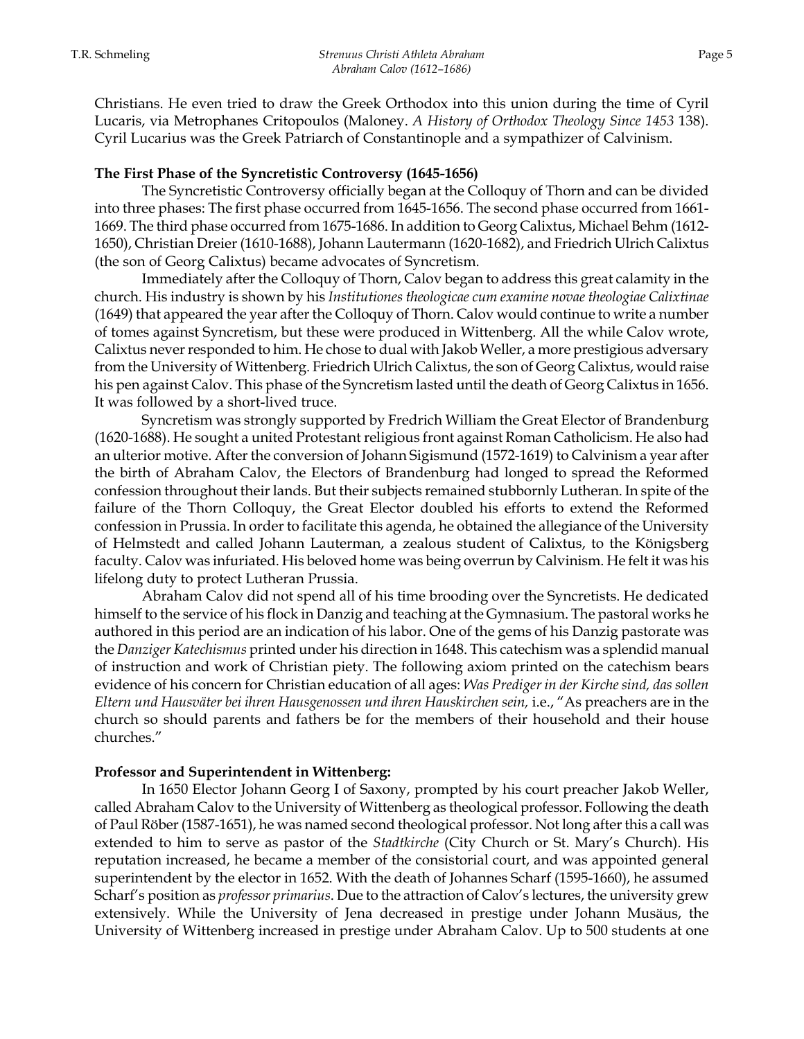Christians. He even tried to draw the Greek Orthodox into this union during the time of Cyril Lucaris, via Metrophanes Critopoulos (Maloney. *A History of Orthodox Theology Since 1453* 138). Cyril Lucarius was the Greek Patriarch of Constantinople and a sympathizer of Calvinism.

**The First Phase of the Syncretistic Controversy (1645-1656)**

The Syncretistic Controversy officially began at the Colloquy of Thorn and can be divided into three phases: The first phase occurred from 1645-1656. The second phase occurred from 1661-1669. The third phase occurred from 1675-1686. In addition to Georg Calixtus, Michael Behm (1612-1650), Christian Dreier (1610-1688), Johann Lautermann (1620-1682), and Friedrich Ulrich Calixtus (the son of Georg Calixtus) became advocates of Syncretism.

Immediately after the Colloquy of Thorn, Calov began to address this great calamity in the church. His industry is shown by his *Institutiones theologicae cum examine novae theologiae Calixtinae* (1649) that appeared the year after the Colloquy of Thorn. Calov would continue to write a number of tomes against Syncretism, but these were produced in Wittenberg. All the while Calov wrote, Calixtus never responded to him. He chose to dual with Jakob Weller, a more prestigious adversary from the University of Wittenberg. Friedrich Ulrich Calixtus, the son of Georg Calixtus, would raise his pen against Calov. This phase of the Syncretism lasted until the death of Georg Calixtus in 1656. It was followed by a short-lived truce.

Syncretism was strongly supported by Fredrich William the Great Elector of Brandenburg (1620-1688). He sought a united Protestant religious front against Roman Catholicism. He also had an ulterior motive. After the conversion of Johann Sigismund (1572-1619) to Calvinism a year after the birth of Abraham Calov, the Electors of Brandenburg had longed to spread the Reformed confession throughout their lands. But their subjects remained stubbornly Lutheran. In spite of the failure of the Thorn Colloquy, the Great Elector doubled his efforts to extend the Reformed confession in Prussia. In order to facilitate this agenda, he obtained the allegiance of the University of Helmstedt and called Johann Lauterman, a zealous student of Calixtus, to the Königsberg faculty. Calov was infuriated. His beloved home was being overrun by Calvinism. He felt it was his lifelong duty to protect Lutheran Prussia.

Abraham Calov did not spend all of his time brooding over the Syncretists. He dedicated himself to the service of his flock in Danzig and teaching at the Gymnasium. The pastoral works he authored in this period are an indication of his labor. One of the gems of his Danzig pastorate was the *Danziger Katechismus* printed under his direction in 1648. This catechism was a splendid manual of instruction and work of Christian piety. The following axiom printed on the catechism bears evidence of his concern for Christian education of all ages: *Was Prediger in der Kirche sind, das sollen Eltern und Hausväter bei ihren Hausgenossen und ihren Hauskirchen sein,* i.e., "As preachers are in the church so should parents and fathers be for the members of their household and their house churches."

**Professor and Superintendent in Wittenberg:**

In 1650 Elector Johann Georg I of Saxony, prompted by his court preacher Jakob Weller, called Abraham Calov to the University of Wittenberg as theological professor. Following the death of Paul Röber (1587-1651), he was named second theological professor. Not long after this a call was extended to him to serve as pastor of the *Stadtkirche* (City Church or St. Mary's Church). His reputation increased, he became a member of the consistorial court, and was appointed general superintendent by the elector in 1652. With the death of Johannes Scharf (1595-1660), he assumed Scharf's position as *professor primarius*. Due to the attraction of Calov's lectures, the university grew extensively. While the University of Jena decreased in prestige under Johann Musäus, the University of Wittenberg increased in prestige under Abraham Calov. Up to 500 students at one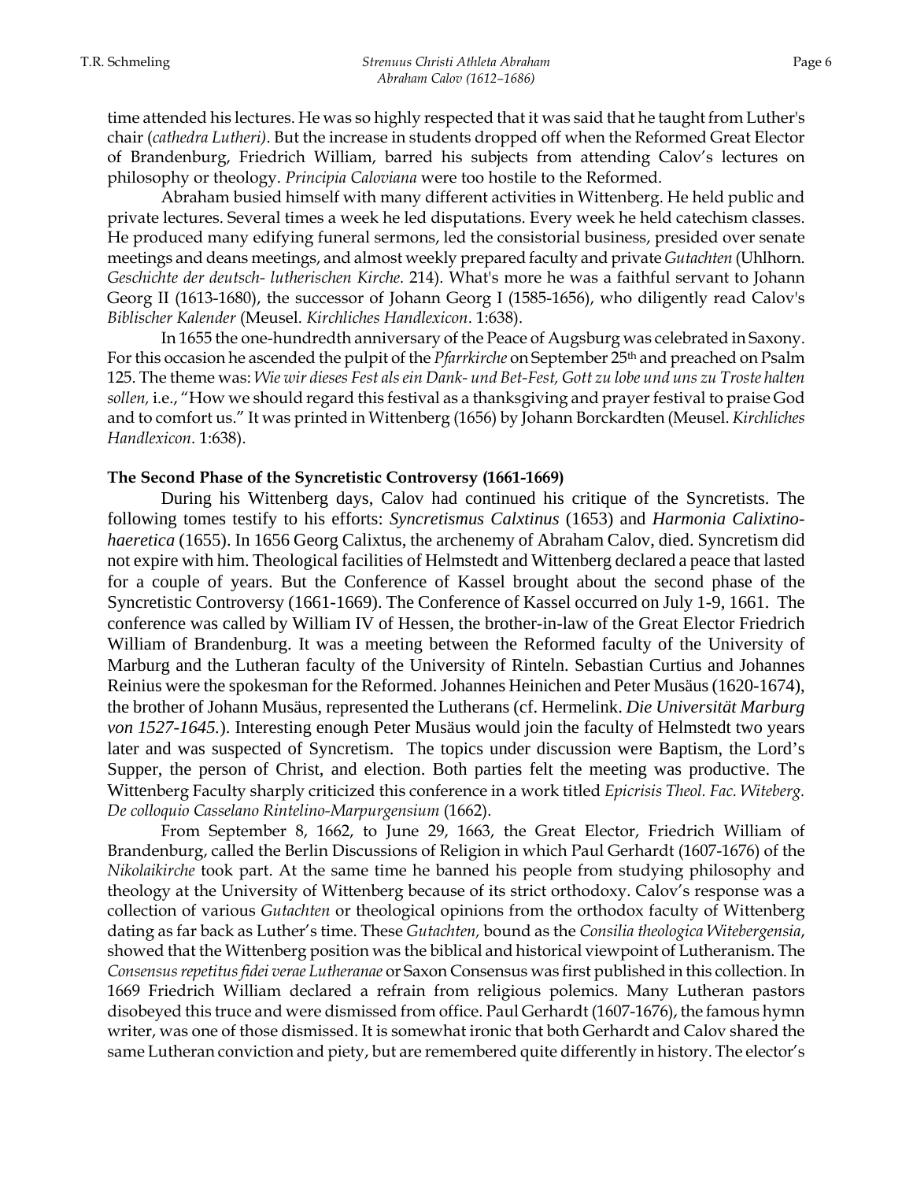time attended his lectures. He was so highly respected that it was said that he taught from Luther's chair (*cathedra Lutheri*). But the increase in students dropped off when the Reformed Great Elector of Brandenburg, Friedrich William, barred his subjects from attending Calov's lectures on philosophy or theology. *Principia Caloviana* were too hostile to the Reformed.

Abraham busied himself with many different activities in Wittenberg. He held public and private lectures. Several times a week he led disputations. Every week he held catechism classes. He produced many edifying funeral sermons, led the consistorial business, presided over senate meetings and deans meetings, and almost weekly prepared faculty and private *Gutachten* (Uhlhorn. *Geschichte der deutsch- lutherischen Kirche.* 214). What's more he was a faithful servant to Johann Georg II (1613-1680), the successor of Johann Georg I (1585-1656), who diligently read Calov's *Biblischer Kalender* (Meusel. *Kirchliches Handlexicon*. 1:638).

In 1655 the one-hundredth anniversary of the Peace of Augsburg was celebrated in Saxony. For this occasion he ascended the pulpit of the *Pfarrkirche* on September 25th and preached on Psalm 125. The theme was: *Wie wir dieses Fest als ein Dank- und Bet-Fest, Gott zu lobe und uns zu Troste halten sollen,* i.e., "How we should regard this festival as a thanksgiving and prayer festival to praise God and to comfort us." It was printed in Wittenberg (1656) by Johann Borckardten (Meusel. *Kirchliches Handlexicon*. 1:638).

**The Second Phase of the Syncretistic Controversy (1661-1669)**

During his Wittenberg days, Calov had continued his critique of the Syncretists. The following tomes testify to his efforts: *Syncretismus Calxtinus* (1653) and *Harmonia Calixtino-haeretica* (1655). In 1656 Georg Calixtus, the archenemy of Abraham Calov, died. Syncretism did not expire with him. Theological facilities of Helmstedt and Wittenberg declared a peace that lasted for a couple of years. But the Conference of Kassel brought about the second phase of the Syncretistic Controversy (1661-1669). The Conference of Kassel occurred on July 1-9, 1661. The conference was called by William IV of Hessen, the brother-in-law of the Great Elector Friedrich William of Brandenburg. It was a meeting between the Reformed faculty of the University of Marburg and the Lutheran faculty of the University of Rinteln. Sebastian Curtius and Johannes Reinius were the spokesman for the Reformed. Johannes Heinichen and Peter Musäus (1620-1674), the brother of Johann Musäus, represented the Lutherans (cf. Hermelink. *Die Universität Marburg von 1527-1645.*). Interesting enough Peter Musäus would join the faculty of Helmstedt two years later and was suspected of Syncretism. The topics under discussion were Baptism, the Lord's Supper, the person of Christ, and election. Both parties felt the meeting was productive. The Wittenberg Faculty sharply criticized this conference in a work titled *Epicrisis Theol. Fac. Witeberg. De colloquio Casselano Rintelino-Marpurgensium* (1662).

From September 8, 1662, to June 29, 1663, the Great Elector, Friedrich William of Brandenburg, called the Berlin Discussions of Religion in which Paul Gerhardt (1607-1676) of the *Nikolaikirche* took part. At the same time he banned his people from studying philosophy and theology at the University of Wittenberg because of its strict orthodoxy. Calov's response was a collection of various *Gutachten* or theological opinions from the orthodox faculty of Wittenberg dating as far back as Luther's time. These *Gutachten,* bound as the *Consilia theologica Witebergensia*, showed that the Wittenberg position was the biblical and historical viewpoint of Lutheranism. The *Consensus repetitus fidei verae Lutheranae* or Saxon Consensus was first published in this collection. In 1669 Friedrich William declared a refrain from religious polemics. Many Lutheran pastors disobeyed this truce and were dismissed from office. Paul Gerhardt (1607-1676), the famous hymn writer, was one of those dismissed. It is somewhat ironic that both Gerhardt and Calov shared the same Lutheran conviction and piety, but are remembered quite differently in history. The elector's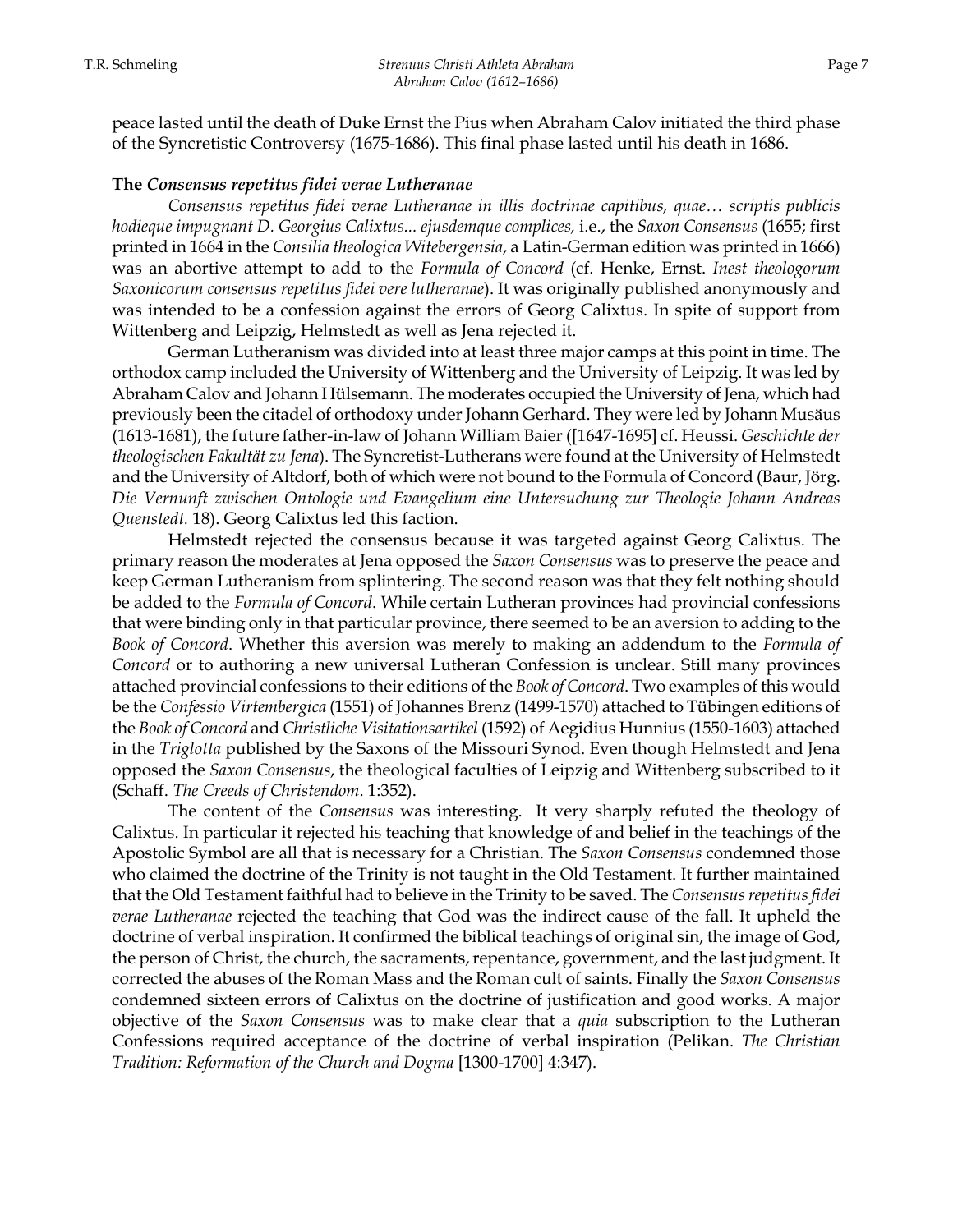peace lasted until the death of Duke Ernst the Pius when Abraham Calov initiated the third phase of the Syncretistic Controversy (1675-1686). This final phase lasted until his death in 1686.

**The *Consensus repetitus fidei verae Lutheranae***

*Consensus repetitus fidei verae Lutheranae in illis doctrinae capitibus, quae… scriptis publicis hodieque impugnant D. Georgius Calixtus... ejusdemque complices,* i.e., the *Saxon Consensus* (1655; first printed in 1664 in the *Consilia theologica Witebergensia*, a Latin-German edition was printed in 1666) was an abortive attempt to add to the *Formula of Concord* (cf. Henke, Ernst. *Inest theologorum Saxonicorum consensus repetitus fidei vere lutheranae*). It was originally published anonymously and was intended to be a confession against the errors of Georg Calixtus. In spite of support from Wittenberg and Leipzig, Helmstedt as well as Jena rejected it.

German Lutheranism was divided into at least three major camps at this point in time. The orthodox camp included the University of Wittenberg and the University of Leipzig. It was led by Abraham Calov and Johann Hülsemann. The moderates occupied the University of Jena, which had previously been the citadel of orthodoxy under Johann Gerhard. They were led by Johann Musäus (1613-1681), the future father-in-law of Johann William Baier ([1647-1695] cf. Heussi. *Geschichte der theologischen Fakultät zu Jena*). The Syncretist-Lutherans were found at the University of Helmstedt and the University of Altdorf, both of which were not bound to the Formula of Concord (Baur, Jörg. *Die Vernunft zwischen Ontologie und Evangelium eine Untersuchung zur Theologie Johann Andreas Quenstedt.* 18). Georg Calixtus led this faction.

Helmstedt rejected the consensus because it was targeted against Georg Calixtus. The primary reason the moderates at Jena opposed the *Saxon Consensus* was to preserve the peace and keep German Lutheranism from splintering. The second reason was that they felt nothing should be added to the *Formula of Concord*. While certain Lutheran provinces had provincial confessions that were binding only in that particular province, there seemed to be an aversion to adding to the *Book of Concord*. Whether this aversion was merely to making an addendum to the *Formula of Concord* or to authoring a new universal Lutheran Confession is unclear. Still many provinces attached provincial confessions to their editions of the *Book of Concord*. Two examples of this would be the *Confessio Virtembergica* (1551) of Johannes Brenz (1499-1570) attached to Tübingen editions of the *Book of Concord* and *Christliche Visitationsartikel* (1592) of Aegidius Hunnius (1550-1603) attached in the *Triglotta* published by the Saxons of the Missouri Synod. Even though Helmstedt and Jena opposed the *Saxon Consensus*, the theological faculties of Leipzig and Wittenberg subscribed to it (Schaff. *The Creeds of Christendom*. 1:352).

The content of the *Consensus* was interesting. It very sharply refuted the theology of Calixtus. In particular it rejected his teaching that knowledge of and belief in the teachings of the Apostolic Symbol are all that is necessary for a Christian. The *Saxon Consensus* condemned those who claimed the doctrine of the Trinity is not taught in the Old Testament. It further maintained that the Old Testament faithful had to believe in the Trinity to be saved. The *Consensus repetitus fidei verae Lutheranae* rejected the teaching that God was the indirect cause of the fall. It upheld the doctrine of verbal inspiration. It confirmed the biblical teachings of original sin, the image of God, the person of Christ, the church, the sacraments, repentance, government, and the last judgment. It corrected the abuses of the Roman Mass and the Roman cult of saints. Finally the *Saxon Consensus* condemned sixteen errors of Calixtus on the doctrine of justification and good works. A major objective of the *Saxon Consensus* was to make clear that a *quia* subscription to the Lutheran Confessions required acceptance of the doctrine of verbal inspiration (Pelikan. *The Christian Tradition: Reformation of the Church and Dogma* [1300-1700] 4:347).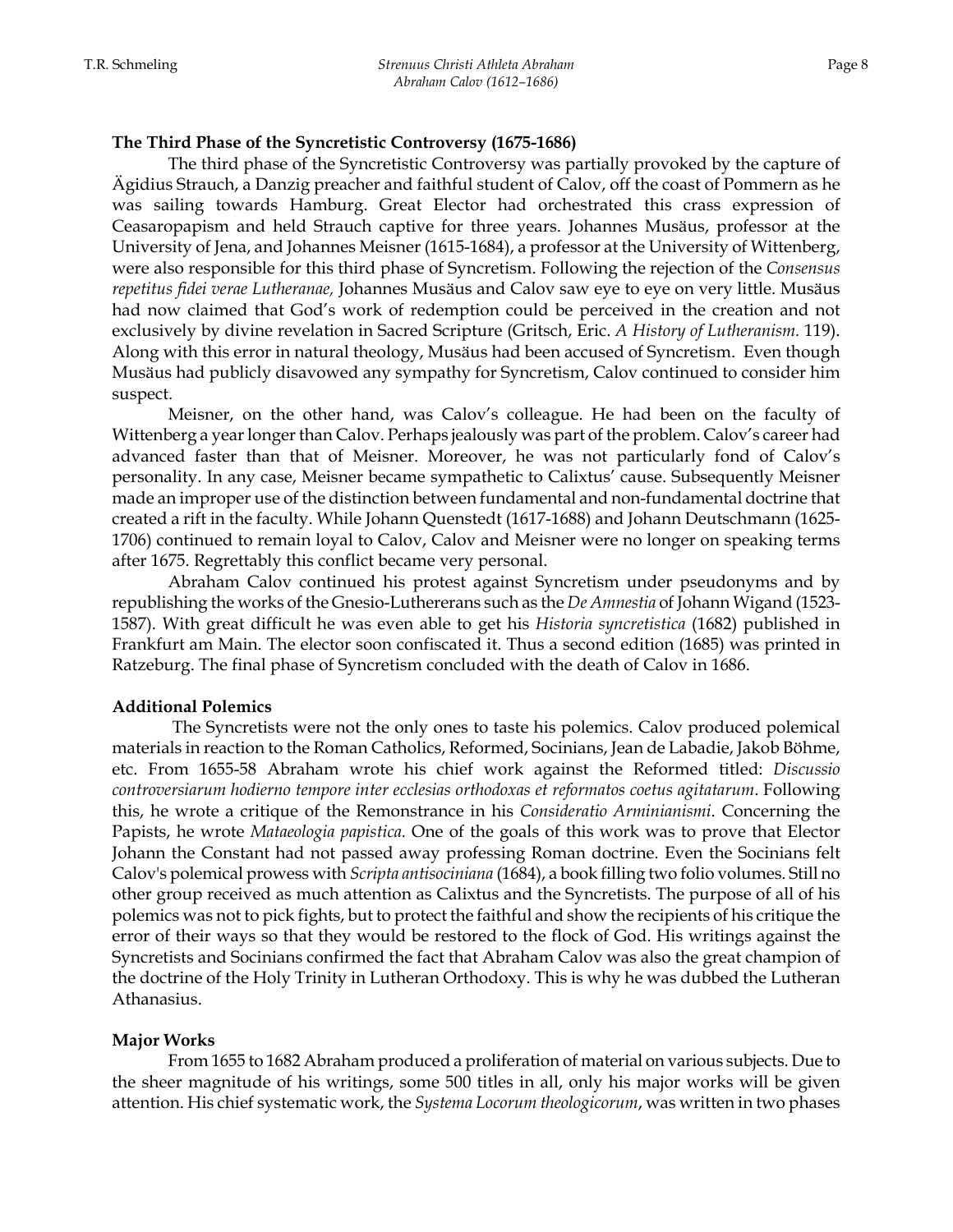**The Third Phase of the Syncretistic Controversy (1675-1686)**

The third phase of the Syncretistic Controversy was partially provoked by the capture of Ägidius Strauch, a Danzig preacher and faithful student of Calov, off the coast of Pommern as he was sailing towards Hamburg. Great Elector had orchestrated this crass expression of Ceasaropapism and held Strauch captive for three years. Johannes Musäus, professor at the University of Jena, and Johannes Meisner (1615-1684), a professor at the University of Wittenberg, were also responsible for this third phase of Syncretism. Following the rejection of the *Consensus repetitus fidei verae Lutheranae,* Johannes Musäus and Calov saw eye to eye on very little. Musäus had now claimed that God's work of redemption could be perceived in the creation and not exclusively by divine revelation in Sacred Scripture (Gritsch, Eric. *A History of Lutheranism.* 119). Along with this error in natural theology, Musäus had been accused of Syncretism. Even though Musäus had publicly disavowed any sympathy for Syncretism, Calov continued to consider him suspect.

Meisner, on the other hand, was Calov's colleague. He had been on the faculty of Wittenberg a year longer than Calov. Perhaps jealously was part of the problem. Calov's career had advanced faster than that of Meisner. Moreover, he was not particularly fond of Calov's personality. In any case, Meisner became sympathetic to Calixtus' cause. Subsequently Meisner made an improper use of the distinction between fundamental and non-fundamental doctrine that created a rift in the faculty. While Johann Quenstedt (1617-1688) and Johann Deutschmann (1625-1706) continued to remain loyal to Calov, Calov and Meisner were no longer on speaking terms after 1675. Regrettably this conflict became very personal.

Abraham Calov continued his protest against Syncretism under pseudonyms and by republishing the works of the Gnesio-Lutherans such as the *De Amnestia* of Johann Wigand (1523-1587). With great difficult he was even able to get his *Historia syncretistica* (1682) published in Frankfurt am Main. The elector soon confiscated it. Thus a second edition (1685) was printed in Ratzeburg. The final phase of Syncretism concluded with the death of Calov in 1686.

**Additional Polemics**

The Syncretists were not the only ones to taste his polemics. Calov produced polemical materials in reaction to the Roman Catholics, Reformed, Socinians, Jean de Labadie, Jakob Böhme, etc. From 1655-58 Abraham wrote his chief work against the Reformed titled: *Discussio controversiarum hodierno tempore inter ecclesias orthodoxas et reformatos coetus agitatarum*. Following this, he wrote a critique of the Remonstrance in his *Consideratio Arminianismi*. Concerning the Papists, he wrote *Mataeologia papistica.* One of the goals of this work was to prove that Elector Johann the Constant had not passed away professing Roman doctrine. Even the Socinians felt Calov's polemical prowess with *Scripta antisociniana* (1684), a book filling two folio volumes. Still no other group received as much attention as Calixtus and the Syncretists. The purpose of all of his polemics was not to pick fights, but to protect the faithful and show the recipients of his critique the error of their ways so that they would be restored to the flock of God. His writings against the Syncretists and Socinians confirmed the fact that Abraham Calov was also the great champion of the doctrine of the Holy Trinity in Lutheran Orthodoxy. This is why he was dubbed the Lutheran Athanasius.

**Major Works**

From 1655 to 1682 Abraham produced a proliferation of material on various subjects. Due to the sheer magnitude of his writings, some 500 titles in all, only his major works will be given attention. His chief systematic work, the *Systema Locorum theologicorum*, was written in two phases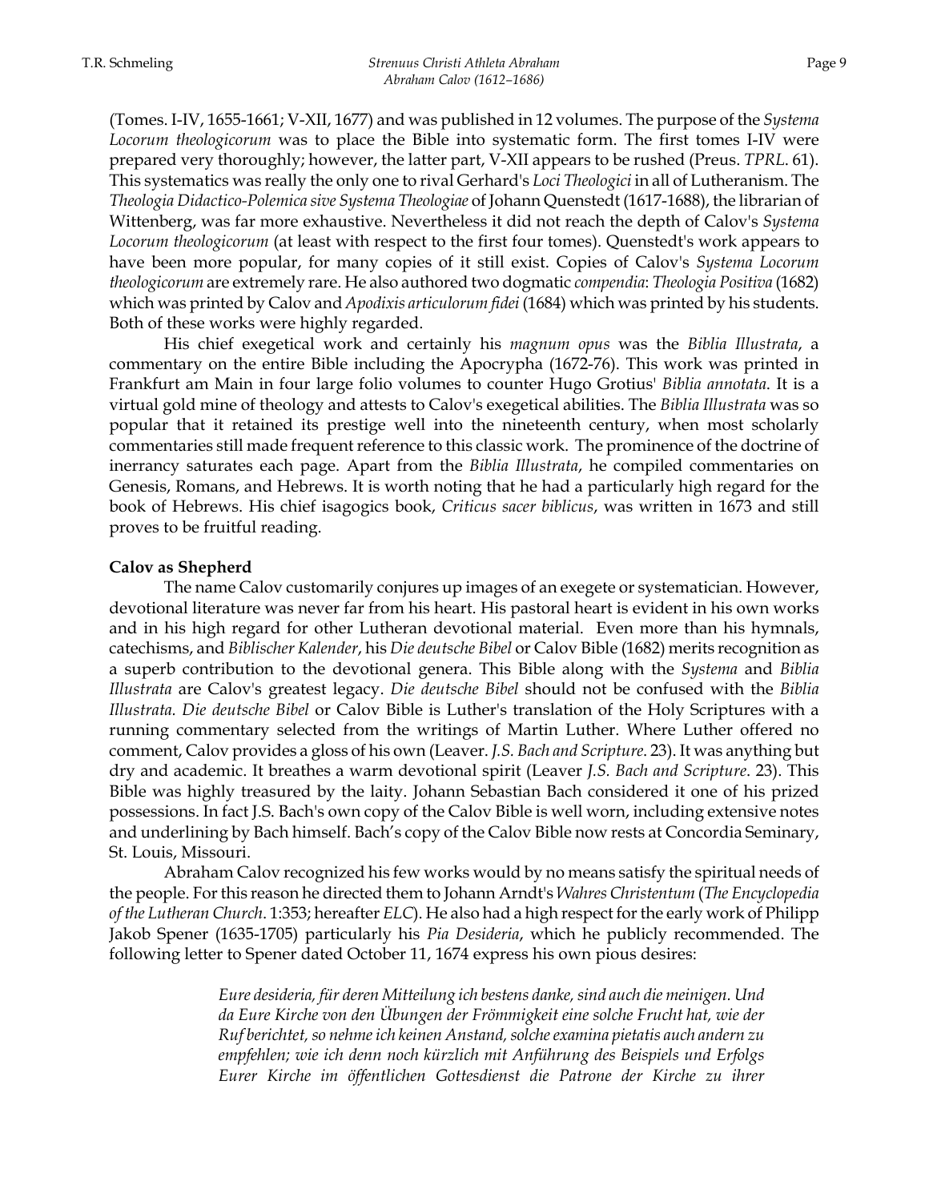(Tomes. I-IV, 1655-1661; V-XII, 1677) and was published in 12 volumes. The purpose of the *Systema Locorum theologicorum* was to place the Bible into systematic form. The first tomes I-IV were prepared very thoroughly; however, the latter part, V-XII appears to be rushed (Preus. *TPRL*. 61). This systematics was really the only one to rival Gerhard's *Loci Theologici* in all of Lutheranism. The *Theologia Didactico-Polemica sive Systema Theologiae* of Johann Quenstedt (1617-1688), the librarian of Wittenberg, was far more exhaustive. Nevertheless it did not reach the depth of Calov's *Systema Locorum theologicorum* (at least with respect to the first four tomes). Quenstedt's work appears to have been more popular, for many copies of it still exist. Copies of Calov's *Systema Locorum theologicorum* are extremely rare. He also authored two dogmatic *compendia*: *Theologia Positiva* (1682) which was printed by Calov and *Apodixis articulorum fidei* (1684) which was printed by his students. Both of these works were highly regarded.

His chief exegetical work and certainly his *magnum opus* was the *Biblia Illustrata*, a commentary on the entire Bible including the Apocrypha (1672-76). This work was printed in Frankfurt am Main in four large folio volumes to counter Hugo Grotius' *Biblia annotata*. It is a virtual gold mine of theology and attests to Calov's exegetical abilities. The *Biblia Illustrata* was so popular that it retained its prestige well into the nineteenth century, when most scholarly commentaries still made frequent reference to this classic work. The prominence of the doctrine of inerrancy saturates each page. Apart from the *Biblia Illustrata*, he compiled commentaries on Genesis, Romans, and Hebrews. It is worth noting that he had a particularly high regard for the book of Hebrews. His chief isagogics book, *Criticus sacer biblicus*, was written in 1673 and still proves to be fruitful reading.

**Calov as Shepherd**

The name Calov customarily conjures up images of an exegete or systematician. However, devotional literature was never far from his heart. His pastoral heart is evident in his own works and in his high regard for other Lutheran devotional material. Even more than his hymnals, catechisms, and *Biblischer Kalender*, his *Die deutsche Bibel* or Calov Bible (1682) merits recognition as a superb contribution to the devotional genera. This Bible along with the *Systema* and *Biblia Illustrata* are Calov's greatest legacy. *Die deutsche Bibel* should not be confused with the *Biblia Illustrata. Die deutsche Bibel* or Calov Bible is Luther's translation of the Holy Scriptures with a running commentary selected from the writings of Martin Luther. Where Luther offered no comment, Calov provides a gloss of his own (Leaver. *J.S. Bach and Scripture*. 23). It was anything but dry and academic. It breathes a warm devotional spirit (Leaver *J.S. Bach and Scripture*. 23). This Bible was highly treasured by the laity. Johann Sebastian Bach considered it one of his prized possessions. In fact J.S. Bach's own copy of the Calov Bible is well worn, including extensive notes and underlining by Bach himself. Bach's copy of the Calov Bible now rests at Concordia Seminary, St. Louis, Missouri.

Abraham Calov recognized his few works would by no means satisfy the spiritual needs of the people. For this reason he directed them to Johann Arndt's *Wahres Christentum* (*The Encyclopedia of the Lutheran Church*. 1:353; hereafter *ELC*). He also had a high respect for the early work of Philipp Jakob Spener (1635-1705) particularly his *Pia Desideria*, which he publicly recommended. The following letter to Spener dated October 11, 1674 express his own pious desires:

> *Eure desideria, für deren Mitteilung ich bestens danke, sind auch die meinigen. Und da Eure Kirche von den Übungen der Frömmigkeit eine solche Frucht hat, wie der Ruf berichtet, so nehme ich keinen Anstand, solche examina pietatis auch andern zu empfehlen; wie ich denn noch kürzlich mit Anführung des Beispiels und Erfolgs Eurer Kirche im öffentlichen Gottesdienst die Patrone der Kirche zu ihrer*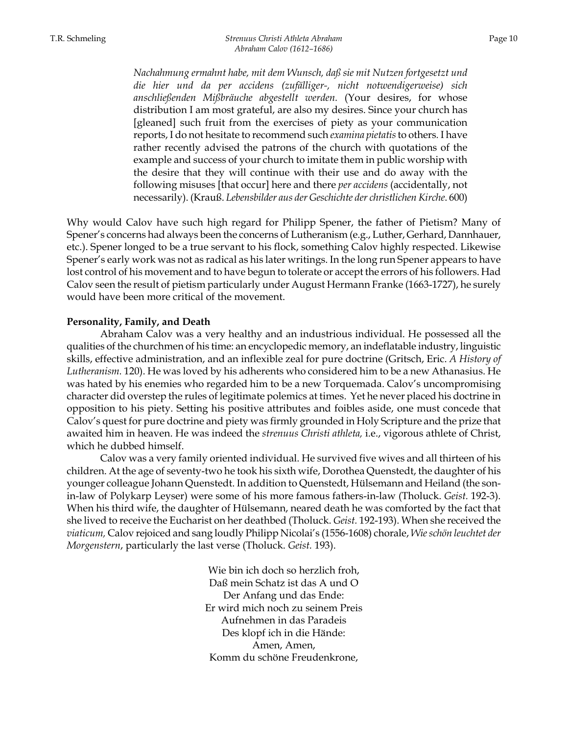> *Nachahmung ermahnt habe, mit dem Wunsch, daß sie mit Nutzen fortgesetzt und die hier und da per accidens (zufälliger-, nicht notwendigerweise) sich anschließenden Mißbräuche abgestellt werden.* (Your desires, for whose distribution I am most grateful, are also my desires. Since your church has [gleaned] such fruit from the exercises of piety as your communication reports, I do not hesitate to recommend such *examina pietatis* to others. I have rather recently advised the patrons of the church with quotations of the example and success of your church to imitate them in public worship with the desire that they will continue with their use and do away with the following misuses [that occur] here and there *per accidens* (accidentally, not necessarily). (Krauß. *Lebensbilder aus der Geschichte der christlichen Kirche*. 600)

Why would Calov have such high regard for Philipp Spener, the father of Pietism? Many of Spener's concerns had always been the concerns of Lutheranism (e.g., Luther, Gerhard, Dannhauer, etc.). Spener longed to be a true servant to his flock, something Calov highly respected. Likewise Spener's early work was not as radical as his later writings. In the long run Spener appears to have lost control of his movement and to have begun to tolerate or accept the errors of his followers. Had Calov seen the result of pietism particularly under August Hermann Franke (1663-1727), he surely would have been more critical of the movement.

**Personality, Family, and Death**

Abraham Calov was a very healthy and an industrious individual. He possessed all the qualities of the churchmen of his time: an encyclopedic memory, an indeflatable industry, linguistic skills, effective administration, and an inflexible zeal for pure doctrine (Gritsch, Eric. *A History of Lutheranism.* 120). He was loved by his adherents who considered him to be a new Athanasius. He was hated by his enemies who regarded him to be a new Torquemada. Calov's uncompromising character did overstep the rules of legitimate polemics at times. Yet he never placed his doctrine in opposition to his piety. Setting his positive attributes and foibles aside, one must concede that Calov's quest for pure doctrine and piety was firmly grounded in Holy Scripture and the prize that awaited him in heaven. He was indeed the *strenuus Christi athleta,* i.e., vigorous athlete of Christ, which he dubbed himself.

Calov was a very family oriented individual. He survived five wives and all thirteen of his children. At the age of seventy-two he took his sixth wife, Dorothea Quenstedt, the daughter of his younger colleague Johann Quenstedt. In addition to Quenstedt, Hülsemann and Heiland (the son-in-law of Polykarp Leyser) were some of his more famous fathers-in-law (Tholuck. *Geist.* 192-3). When his third wife, the daughter of Hülsemann, neared death he was comforted by the fact that she lived to receive the Eucharist on her deathbed (Tholuck. *Geist.* 192-193). When she received the *viaticum,* Calov rejoiced and sang loudly Philipp Nicolai's (1556-1608) chorale, *Wie schön leuchtet der Morgenstern*, particularly the last verse (Tholuck. *Geist.* 193).

Wie bin ich doch so herzlich froh,
Daß mein Schatz ist das A und O
Der Anfang und das Ende:
Er wird mich noch zu seinem Preis
Aufnehmen in das Paradeis
Des klopf ich in die Hände:
Amen, Amen,
Komm du schöne Freudenkrone,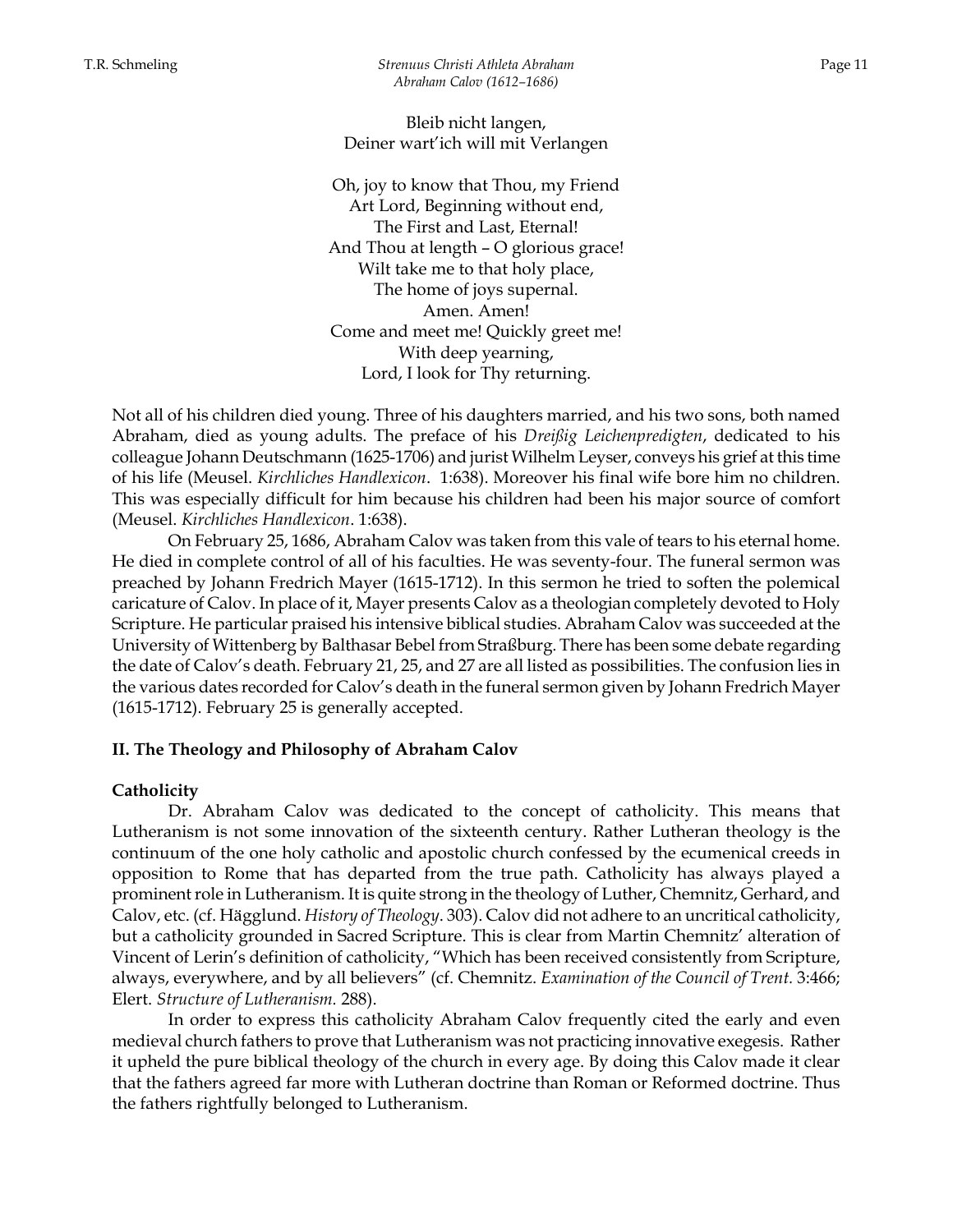Bleib nicht langen,  
Deiner wart'ich will mit Verlangen

Oh, joy to know that Thou, my Friend  
Art Lord, Beginning without end,  
The First and Last, Eternal!  
And Thou at length – O glorious grace!  
Wilt take me to that holy place,  
The home of joys supernal.  
Amen. Amen!  
Come and meet me! Quickly greet me!  
With deep yearning,  
Lord, I look for Thy returning.

Not all of his children died young. Three of his daughters married, and his two sons, both named Abraham, died as young adults. The preface of his *Dreißig Leichenpredigten*, dedicated to his colleague Johann Deutschmann (1625-1706) and jurist Wilhelm Leyser, conveys his grief at this time of his life (Meusel. *Kirchliches Handlexicon*. 1:638). Moreover his final wife bore him no children. This was especially difficult for him because his children had been his major source of comfort (Meusel. *Kirchliches Handlexicon*. 1:638).

On February 25, 1686, Abraham Calov was taken from this vale of tears to his eternal home. He died in complete control of all of his faculties. He was seventy-four. The funeral sermon was preached by Johann Fredrich Mayer (1615-1712). In this sermon he tried to soften the polemical caricature of Calov. In place of it, Mayer presents Calov as a theologian completely devoted to Holy Scripture. He particular praised his intensive biblical studies. Abraham Calov was succeeded at the University of Wittenberg by Balthasar Bebel from Straßburg. There has been some debate regarding the date of Calov's death. February 21, 25, and 27 are all listed as possibilities. The confusion lies in the various dates recorded for Calov's death in the funeral sermon given by Johann Fredrich Mayer (1615-1712). February 25 is generally accepted.

## II. The Theology and Philosophy of Abraham Calov

### Catholicity

Dr. Abraham Calov was dedicated to the concept of catholicity. This means that Lutheranism is not some innovation of the sixteenth century. Rather Lutheran theology is the continuum of the one holy catholic and apostolic church confessed by the ecumenical creeds in opposition to Rome that has departed from the true path. Catholicity has always played a prominent role in Lutheranism. It is quite strong in the theology of Luther, Chemnitz, Gerhard, and Calov, etc. (cf. Hägglund. *History of Theology*. 303). Calov did not adhere to an uncritical catholicity, but a catholicity grounded in Sacred Scripture. This is clear from Martin Chemnitz' alteration of Vincent of Lerin's definition of catholicity, "Which has been received consistently from Scripture, always, everywhere, and by all believers" (cf. Chemnitz. *Examination of the Council of Trent.* 3:466; Elert. *Structure of Lutheranism.* 288).

In order to express this catholicity Abraham Calov frequently cited the early and even medieval church fathers to prove that Lutheranism was not practicing innovative exegesis. Rather it upheld the pure biblical theology of the church in every age. By doing this Calov made it clear that the fathers agreed far more with Lutheran doctrine than Roman or Reformed doctrine. Thus the fathers rightfully belonged to Lutheranism.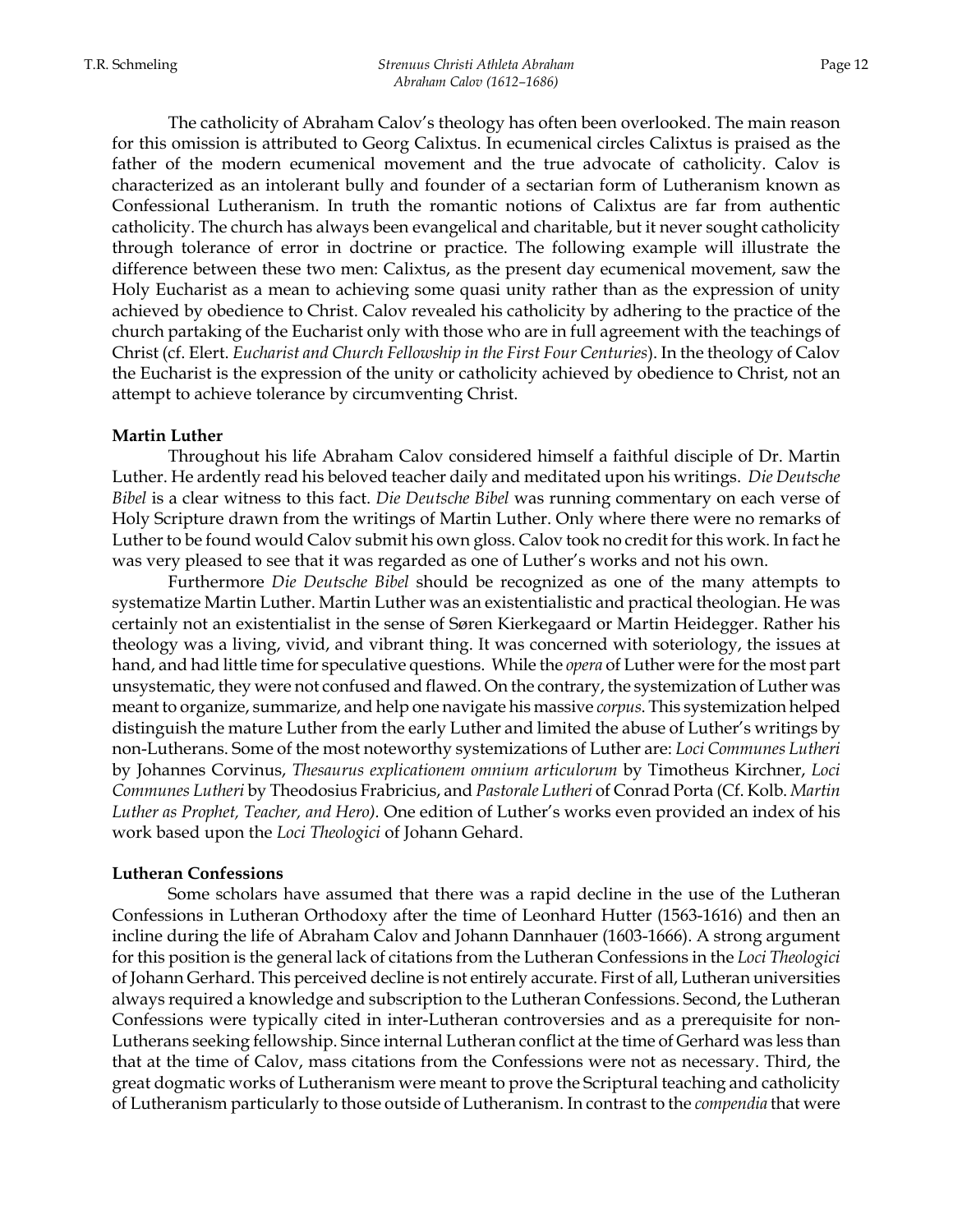The catholicity of Abraham Calov's theology has often been overlooked. The main reason for this omission is attributed to Georg Calixtus. In ecumenical circles Calixtus is praised as the father of the modern ecumenical movement and the true advocate of catholicity. Calov is characterized as an intolerant bully and founder of a sectarian form of Lutheranism known as Confessional Lutheranism. In truth the romantic notions of Calixtus are far from authentic catholicity. The church has always been evangelical and charitable, but it never sought catholicity through tolerance of error in doctrine or practice. The following example will illustrate the difference between these two men: Calixtus, as the present day ecumenical movement, saw the Holy Eucharist as a mean to achieving some quasi unity rather than as the expression of unity achieved by obedience to Christ. Calov revealed his catholicity by adhering to the practice of the church partaking of the Eucharist only with those who are in full agreement with the teachings of Christ (cf. Elert. *Eucharist and Church Fellowship in the First Four Centuries*). In the theology of Calov the Eucharist is the expression of the unity or catholicity achieved by obedience to Christ, not an attempt to achieve tolerance by circumventing Christ.

**Martin Luther**

Throughout his life Abraham Calov considered himself a faithful disciple of Dr. Martin Luther. He ardently read his beloved teacher daily and meditated upon his writings. *Die Deutsche Bibel* is a clear witness to this fact. *Die Deutsche Bibel* was running commentary on each verse of Holy Scripture drawn from the writings of Martin Luther. Only where there were no remarks of Luther to be found would Calov submit his own gloss. Calov took no credit for this work. In fact he was very pleased to see that it was regarded as one of Luther's works and not his own.

Furthermore *Die Deutsche Bibel* should be recognized as one of the many attempts to systematize Martin Luther. Martin Luther was an existentialistic and practical theologian. He was certainly not an existentialist in the sense of Søren Kierkegaard or Martin Heidegger. Rather his theology was a living, vivid, and vibrant thing. It was concerned with soteriology, the issues at hand, and had little time for speculative questions. While the *opera* of Luther were for the most part unsystematic, they were not confused and flawed. On the contrary, the systemization of Luther was meant to organize, summarize, and help one navigate his massive *corpus*. This systemization helped distinguish the mature Luther from the early Luther and limited the abuse of Luther's writings by non-Lutherans. Some of the most noteworthy systemizations of Luther are: *Loci Communes Lutheri* by Johannes Corvinus, *Thesaurus explicationem omnium articulorum* by Timotheus Kirchner, *Loci Communes Lutheri* by Theodosius Frabricius, and *Pastorale Lutheri* of Conrad Porta (Cf. Kolb. *Martin Luther as Prophet, Teacher, and Hero).* One edition of Luther's works even provided an index of his work based upon the *Loci Theologici* of Johann Gehard.

**Lutheran Confessions**

Some scholars have assumed that there was a rapid decline in the use of the Lutheran Confessions in Lutheran Orthodoxy after the time of Leonhard Hutter (1563-1616) and then an incline during the life of Abraham Calov and Johann Dannhauer (1603-1666). A strong argument for this position is the general lack of citations from the Lutheran Confessions in the *Loci Theologici* of Johann Gerhard. This perceived decline is not entirely accurate. First of all, Lutheran universities always required a knowledge and subscription to the Lutheran Confessions. Second, the Lutheran Confessions were typically cited in inter-Lutheran controversies and as a prerequisite for non-Lutherans seeking fellowship. Since internal Lutheran conflict at the time of Gerhard was less than that at the time of Calov, mass citations from the Confessions were not as necessary. Third, the great dogmatic works of Lutheranism were meant to prove the Scriptural teaching and catholicity of Lutheranism particularly to those outside of Lutheranism. In contrast to the *compendia* that were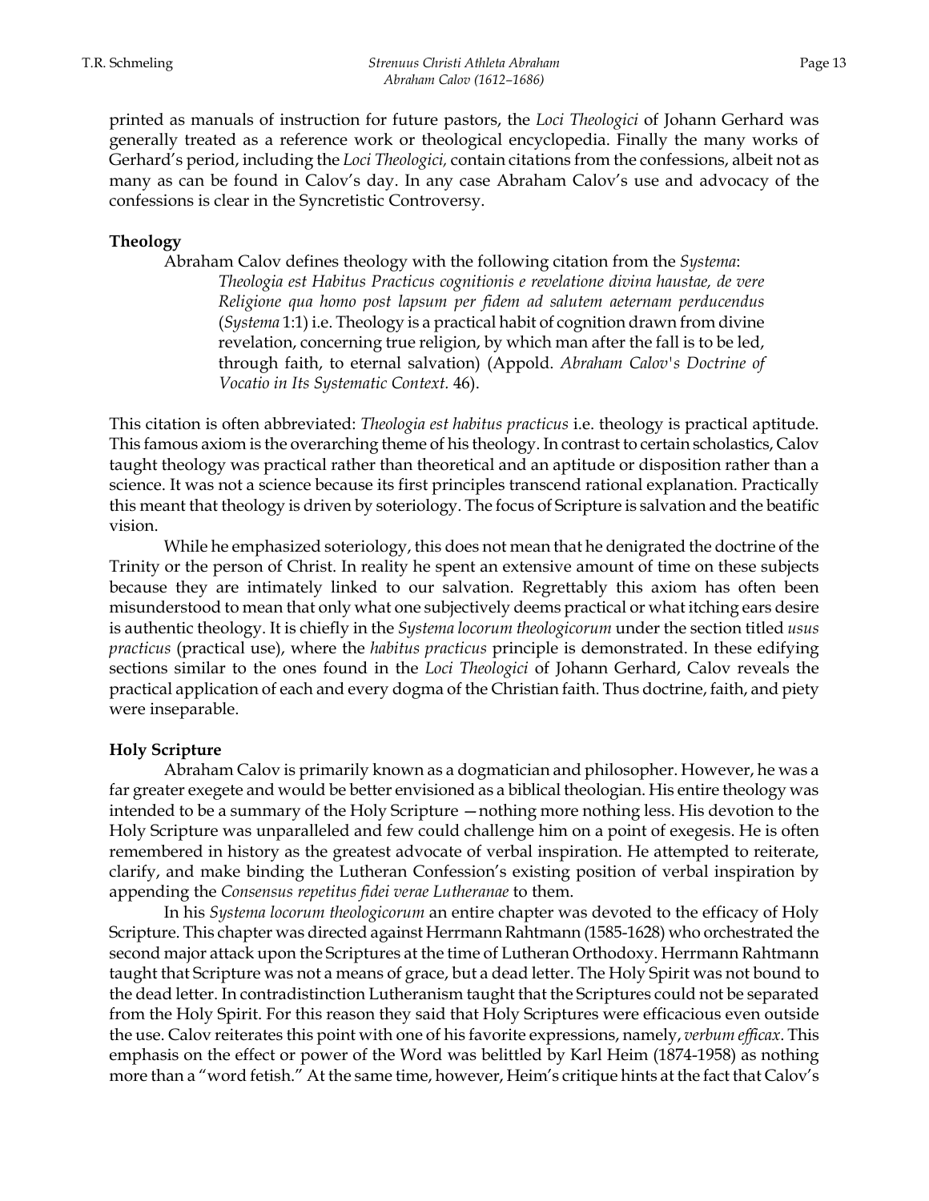printed as manuals of instruction for future pastors, the *Loci Theologici* of Johann Gerhard was generally treated as a reference work or theological encyclopedia. Finally the many works of Gerhard's period, including the *Loci Theologici,* contain citations from the confessions, albeit not as many as can be found in Calov's day. In any case Abraham Calov's use and advocacy of the confessions is clear in the Syncretistic Controversy.

**Theology**

Abraham Calov defines theology with the following citation from the *Systema*:

> *Theologia est Habitus Practicus cognitionis e revelatione divina haustae, de vere Religione qua homo post lapsum per fidem ad salutem aeternam perducendus* (*Systema* 1:1) i.e. Theology is a practical habit of cognition drawn from divine revelation, concerning true religion, by which man after the fall is to be led, through faith, to eternal salvation) (Appold. *Abraham Calov's Doctrine of Vocatio in Its Systematic Context.* 46).

This citation is often abbreviated: *Theologia est habitus practicus* i.e. theology is practical aptitude. This famous axiom is the overarching theme of his theology. In contrast to certain scholastics, Calov taught theology was practical rather than theoretical and an aptitude or disposition rather than a science. It was not a science because its first principles transcend rational explanation. Practically this meant that theology is driven by soteriology. The focus of Scripture is salvation and the beatific vision.

While he emphasized soteriology, this does not mean that he denigrated the doctrine of the Trinity or the person of Christ. In reality he spent an extensive amount of time on these subjects because they are intimately linked to our salvation. Regrettably this axiom has often been misunderstood to mean that only what one subjectively deems practical or what itching ears desire is authentic theology. It is chiefly in the *Systema locorum theologicorum* under the section titled *usus practicus* (practical use), where the *habitus practicus* principle is demonstrated. In these edifying sections similar to the ones found in the *Loci Theologici* of Johann Gerhard, Calov reveals the practical application of each and every dogma of the Christian faith. Thus doctrine, faith, and piety were inseparable.

**Holy Scripture**

Abraham Calov is primarily known as a dogmatician and philosopher. However, he was a far greater exegete and would be better envisioned as a biblical theologian. His entire theology was intended to be a summary of the Holy Scripture —nothing more nothing less. His devotion to the Holy Scripture was unparalleled and few could challenge him on a point of exegesis. He is often remembered in history as the greatest advocate of verbal inspiration. He attempted to reiterate, clarify, and make binding the Lutheran Confession's existing position of verbal inspiration by appending the *Consensus repetitus fidei verae Lutheranae* to them.

In his *Systema locorum theologicorum* an entire chapter was devoted to the efficacy of Holy Scripture. This chapter was directed against Herrmann Rahtmann (1585-1628) who orchestrated the second major attack upon the Scriptures at the time of Lutheran Orthodoxy. Herrmann Rahtmann taught that Scripture was not a means of grace, but a dead letter. The Holy Spirit was not bound to the dead letter. In contradistinction Lutheranism taught that the Scriptures could not be separated from the Holy Spirit. For this reason they said that Holy Scriptures were efficacious even outside the use. Calov reiterates this point with one of his favorite expressions, namely, *verbum efficax*. This emphasis on the effect or power of the Word was belittled by Karl Heim (1874-1958) as nothing more than a "word fetish." At the same time, however, Heim's critique hints at the fact that Calov's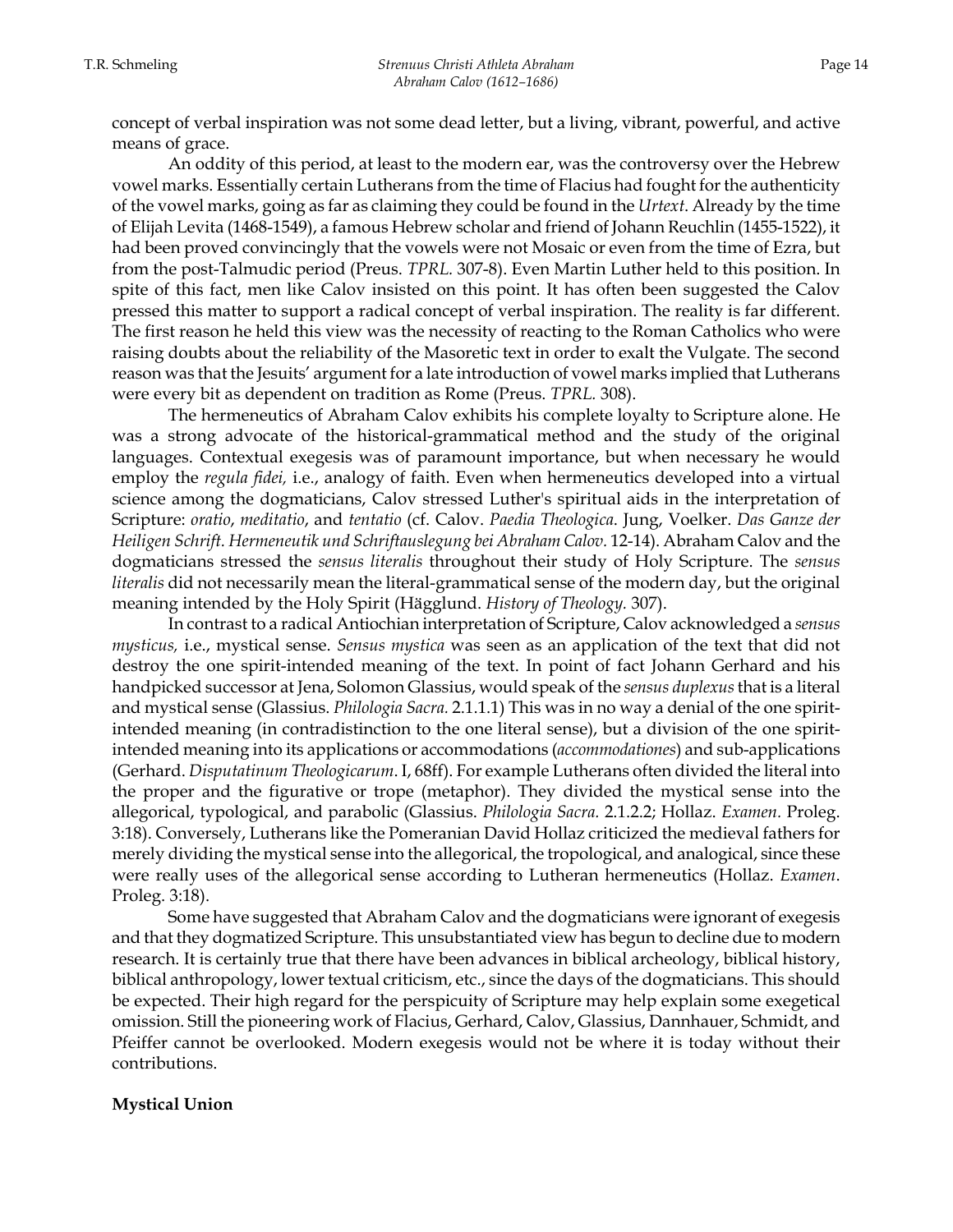concept of verbal inspiration was not some dead letter, but a living, vibrant, powerful, and active means of grace.

An oddity of this period, at least to the modern ear, was the controversy over the Hebrew vowel marks. Essentially certain Lutherans from the time of Flacius had fought for the authenticity of the vowel marks, going as far as claiming they could be found in the *Urtext*. Already by the time of Elijah Levita (1468-1549), a famous Hebrew scholar and friend of Johann Reuchlin (1455-1522), it had been proved convincingly that the vowels were not Mosaic or even from the time of Ezra, but from the post-Talmudic period (Preus. *TPRL.* 307-8). Even Martin Luther held to this position. In spite of this fact, men like Calov insisted on this point. It has often been suggested the Calov pressed this matter to support a radical concept of verbal inspiration. The reality is far different. The first reason he held this view was the necessity of reacting to the Roman Catholics who were raising doubts about the reliability of the Masoretic text in order to exalt the Vulgate. The second reason was that the Jesuits' argument for a late introduction of vowel marks implied that Lutherans were every bit as dependent on tradition as Rome (Preus. *TPRL.* 308).

The hermeneutics of Abraham Calov exhibits his complete loyalty to Scripture alone. He was a strong advocate of the historical-grammatical method and the study of the original languages. Contextual exegesis was of paramount importance, but when necessary he would employ the *regula fidei,* i.e., analogy of faith. Even when hermeneutics developed into a virtual science among the dogmaticians, Calov stressed Luther's spiritual aids in the interpretation of Scripture: *oratio*, *meditatio*, and *tentatio* (cf. Calov. *Paedia Theologica*. Jung, Voelker. *Das Ganze der Heiligen Schrift. Hermeneutik und Schriftauslegung bei Abraham Calov.* 12-14). Abraham Calov and the dogmaticians stressed the *sensus literalis* throughout their study of Holy Scripture. The *sensus literalis* did not necessarily mean the literal-grammatical sense of the modern day, but the original meaning intended by the Holy Spirit (Hägglund. *History of Theology.* 307).

In contrast to a radical Antiochian interpretation of Scripture, Calov acknowledged a *sensus mysticus,* i.e., mystical sense. *Sensus mystica* was seen as an application of the text that did not destroy the one spirit-intended meaning of the text. In point of fact Johann Gerhard and his handpicked successor at Jena, Solomon Glassius, would speak of the *sensus duplexus* that is a literal and mystical sense (Glassius. *Philologia Sacra.* 2.1.1.1) This was in no way a denial of the one spirit-intended meaning (in contradistinction to the one literal sense), but a division of the one spirit-intended meaning into its applications or accommodations (*accommodationes*) and sub-applications (Gerhard. *Disputatinum Theologicarum*. I, 68ff). For example Lutherans often divided the literal into the proper and the figurative or trope (metaphor). They divided the mystical sense into the allegorical, typological, and parabolic (Glassius. *Philologia Sacra.* 2.1.2.2; Hollaz. *Examen.* Proleg. 3:18). Conversely, Lutherans like the Pomeranian David Hollaz criticized the medieval fathers for merely dividing the mystical sense into the allegorical, the tropological, and analogical, since these were really uses of the allegorical sense according to Lutheran hermeneutics (Hollaz. *Examen*. Proleg. 3:18).

Some have suggested that Abraham Calov and the dogmaticians were ignorant of exegesis and that they dogmatized Scripture. This unsubstantiated view has begun to decline due to modern research. It is certainly true that there have been advances in biblical archeology, biblical history, biblical anthropology, lower textual criticism, etc., since the days of the dogmaticians. This should be expected. Their high regard for the perspicuity of Scripture may help explain some exegetical omission. Still the pioneering work of Flacius, Gerhard, Calov, Glassius, Dannhauer, Schmidt, and Pfeiffer cannot be overlooked. Modern exegesis would not be where it is today without their contributions.

**Mystical Union**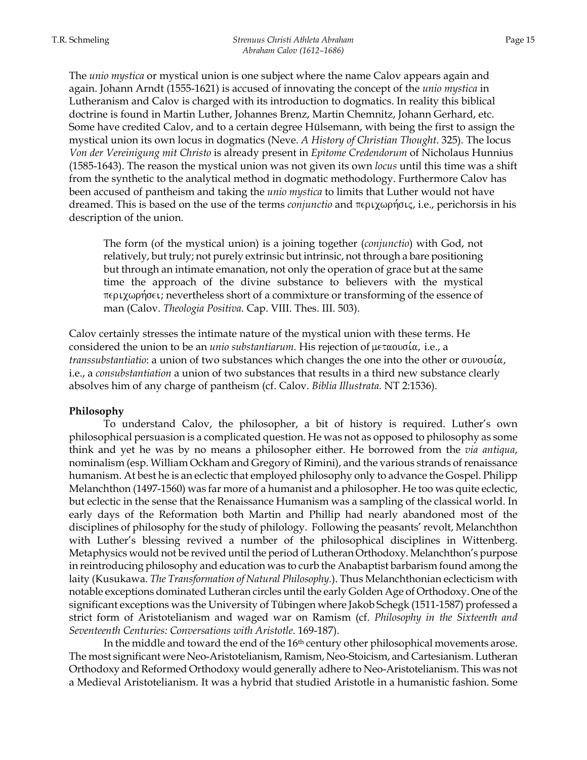The *unio mystica* or mystical union is one subject where the name Calov appears again and again. Johann Arndt (1555-1621) is accused of innovating the concept of the *unio mystica* in Lutheranism and Calov is charged with its introduction to dogmatics. In reality this biblical doctrine is found in Martin Luther, Johannes Brenz, Martin Chemnitz, Johann Gerhard, etc. Some have credited Calov, and to a certain degree Hülsemann, with being the first to assign the mystical union its own locus in dogmatics (Neve. *A History of Christian Thought*. 325). The locus *Von der Vereinigung mit Christo* is already present in *Epitome Credendorum* of Nicholaus Hunnius (1585-1643). The reason the mystical union was not given its own *locus* until this time was a shift from the synthetic to the analytical method in dogmatic methodology. Furthermore Calov has been accused of pantheism and taking the *unio mystica* to limits that Luther would not have dreamed. This is based on the use of the terms *conjunctio* and περιχωρήσις, i.e., perichorsis in his description of the union.

> The form (of the mystical union) is a joining together (*conjunctio*) with God, not relatively, but truly; not purely extrinsic but intrinsic, not through a bare positioning but through an intimate emanation, not only the operation of grace but at the same time the approach of the divine substance to believers with the mystical περιχωρήσει; nevertheless short of a commixture or transforming of the essence of man (Calov. *Theologia Positiva*. Cap. VIII. Thes. III. 503).

Calov certainly stresses the intimate nature of the mystical union with these terms. He considered the union to be an *unio substantiarum.* His rejection of μεταουσία, i.e., a *transsubstantiatio*: a union of two substances which changes the one into the other or συνουσία, i.e., a *consubstantiation* a union of two substances that results in a third new substance clearly absolves him of any charge of pantheism (cf. Calov. *Biblia Illustrata.* NT 2:1536).

**Philosophy**

To understand Calov, the philosopher, a bit of history is required. Luther's own philosophical persuasion is a complicated question. He was not as opposed to philosophy as some think and yet he was by no means a philosopher either. He borrowed from the *via antiqua*, nominalism (esp. William Ockham and Gregory of Rimini), and the various strands of renaissance humanism. At best he is an eclectic that employed philosophy only to advance the Gospel. Philipp Melanchthon (1497-1560) was far more of a humanist and a philosopher. He too was quite eclectic, but eclectic in the sense that the Renaissance Humanism was a sampling of the classical world. In early days of the Reformation both Martin and Phillip had nearly abandoned most of the disciplines of philosophy for the study of philology. Following the peasants' revolt, Melanchthon with Luther's blessing revived a number of the philosophical disciplines in Wittenberg. Metaphysics would not be revived until the period of Lutheran Orthodoxy. Melanchthon's purpose in reintroducing philosophy and education was to curb the Anabaptist barbarism found among the laity (Kusukawa. *The Transformation of Natural Philosophy*.). Thus Melanchthonian eclecticism with notable exceptions dominated Lutheran circles until the early Golden Age of Orthodoxy. One of the significant exceptions was the University of Tübingen where Jakob Schegk (1511-1587) professed a strict form of Aristotelianism and waged war on Ramism (cf. *Philosophy in the Sixteenth and Seventeenth Centuries: Conversations with Aristotle*. 169-187).

In the middle and toward the end of the 16th century other philosophical movements arose. The most significant were Neo-Aristotelianism, Ramism, Neo-Stoicism, and Cartesianism. Lutheran Orthodoxy and Reformed Orthodoxy would generally adhere to Neo-Aristotelianism. This was not a Medieval Aristotelianism. It was a hybrid that studied Aristotle in a humanistic fashion. Some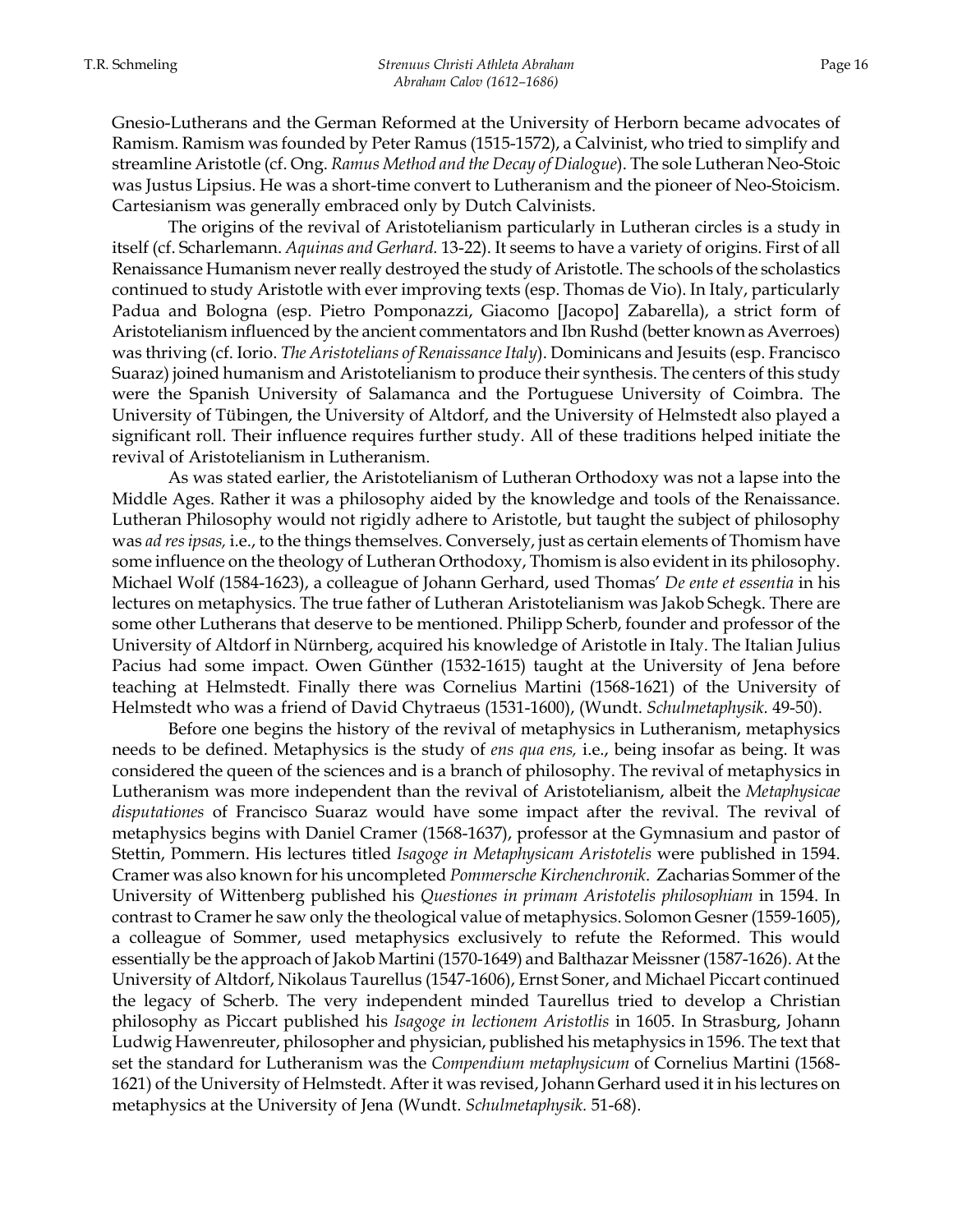Gnesio-Lutherans and the German Reformed at the University of Herborn became advocates of Ramism. Ramism was founded by Peter Ramus (1515-1572), a Calvinist, who tried to simplify and streamline Aristotle (cf. Ong. *Ramus Method and the Decay of Dialogue*). The sole Lutheran Neo-Stoic was Justus Lipsius. He was a short-time convert to Lutheranism and the pioneer of Neo-Stoicism. Cartesianism was generally embraced only by Dutch Calvinists.

The origins of the revival of Aristotelianism particularly in Lutheran circles is a study in itself (cf. Scharlemann. *Aquinas and Gerhard.* 13-22). It seems to have a variety of origins. First of all Renaissance Humanism never really destroyed the study of Aristotle. The schools of the scholastics continued to study Aristotle with ever improving texts (esp. Thomas de Vio). In Italy, particularly Padua and Bologna (esp. Pietro Pomponazzi, Giacomo [Jacopo] Zabarella), a strict form of Aristotelianism influenced by the ancient commentators and Ibn Rushd (better known as Averroes) was thriving (cf. Iorio. *The Aristotelians of Renaissance Italy*). Dominicans and Jesuits (esp. Francisco Suaraz) joined humanism and Aristotelianism to produce their synthesis. The centers of this study were the Spanish University of Salamanca and the Portuguese University of Coimbra. The University of Tübingen, the University of Altdorf, and the University of Helmstedt also played a significant roll. Their influence requires further study. All of these traditions helped initiate the revival of Aristotelianism in Lutheranism.

As was stated earlier, the Aristotelianism of Lutheran Orthodoxy was not a lapse into the Middle Ages. Rather it was a philosophy aided by the knowledge and tools of the Renaissance. Lutheran Philosophy would not rigidly adhere to Aristotle, but taught the subject of philosophy was *ad res ipsas,* i.e., to the things themselves. Conversely, just as certain elements of Thomism have some influence on the theology of Lutheran Orthodoxy, Thomism is also evident in its philosophy. Michael Wolf (1584-1623), a colleague of Johann Gerhard, used Thomas' *De ente et essentia* in his lectures on metaphysics. The true father of Lutheran Aristotelianism was Jakob Schegk. There are some other Lutherans that deserve to be mentioned. Philipp Scherb, founder and professor of the University of Altdorf in Nürnberg, acquired his knowledge of Aristotle in Italy. The Italian Julius Pacius had some impact. Owen Günther (1532-1615) taught at the University of Jena before teaching at Helmstedt. Finally there was Cornelius Martini (1568-1621) of the University of Helmstedt who was a friend of David Chytraeus (1531-1600), (Wundt. *Schulmetaphysik.* 49-50).

Before one begins the history of the revival of metaphysics in Lutheranism, metaphysics needs to be defined. Metaphysics is the study of *ens qua ens,* i.e., being insofar as being. It was considered the queen of the sciences and is a branch of philosophy. The revival of metaphysics in Lutheranism was more independent than the revival of Aristotelianism, albeit the *Metaphysicae disputationes* of Francisco Suaraz would have some impact after the revival. The revival of metaphysics begins with Daniel Cramer (1568-1637), professor at the Gymnasium and pastor of Stettin, Pommern. His lectures titled *Isagoge in Metaphysicam Aristotelis* were published in 1594. Cramer was also known for his uncompleted *Pommersche Kirchenchronik*. Zacharias Sommer of the University of Wittenberg published his *Questiones in primam Aristotelis philosophiam* in 1594. In contrast to Cramer he saw only the theological value of metaphysics. Solomon Gesner (1559-1605), a colleague of Sommer, used metaphysics exclusively to refute the Reformed. This would essentially be the approach of Jakob Martini (1570-1649) and Balthazar Meissner (1587-1626). At the University of Altdorf, Nikolaus Taurellus (1547-1606), Ernst Soner, and Michael Piccart continued the legacy of Scherb. The very independent minded Taurellus tried to develop a Christian philosophy as Piccart published his *Isagoge in lectionem Aristotlis* in 1605. In Strasburg, Johann Ludwig Hawenreuter, philosopher and physician, published his metaphysics in 1596. The text that set the standard for Lutheranism was the *Compendium metaphysicum* of Cornelius Martini (1568-1621) of the University of Helmstedt. After it was revised, Johann Gerhard used it in his lectures on metaphysics at the University of Jena (Wundt. *Schulmetaphysik.* 51-68).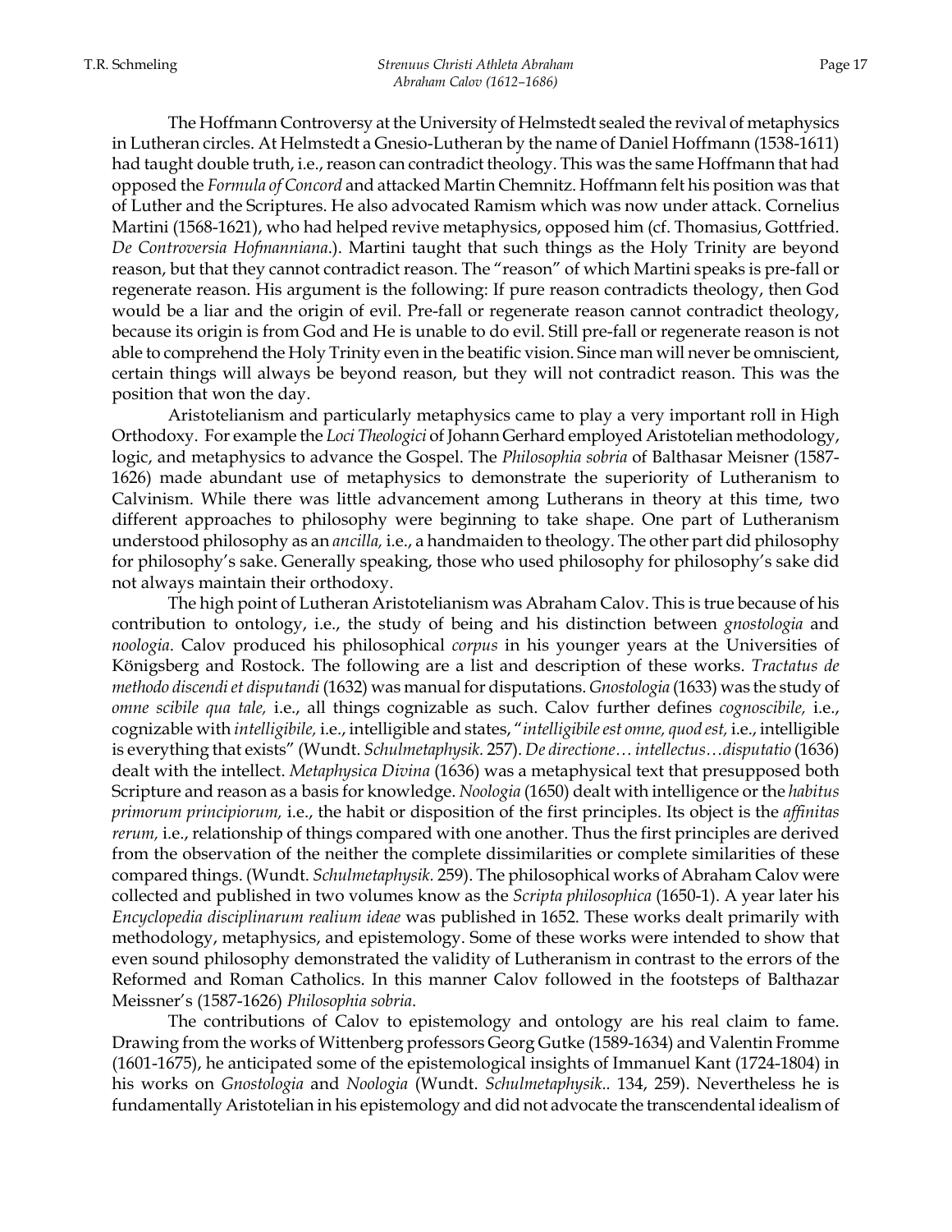The Hoffmann Controversy at the University of Helmstedt sealed the revival of metaphysics in Lutheran circles. At Helmstedt a Gnesio-Lutheran by the name of Daniel Hoffmann (1538-1611) had taught double truth, i.e., reason can contradict theology. This was the same Hoffmann that had opposed the *Formula of Concord* and attacked Martin Chemnitz. Hoffmann felt his position was that of Luther and the Scriptures. He also advocated Ramism which was now under attack. Cornelius Martini (1568-1621), who had helped revive metaphysics, opposed him (cf. Thomasius, Gottfried. *De Controversia Hofmanniana*.). Martini taught that such things as the Holy Trinity are beyond reason, but that they cannot contradict reason. The "reason" of which Martini speaks is pre-fall or regenerate reason. His argument is the following: If pure reason contradicts theology, then God would be a liar and the origin of evil. Pre-fall or regenerate reason cannot contradict theology, because its origin is from God and He is unable to do evil. Still pre-fall or regenerate reason is not able to comprehend the Holy Trinity even in the beatific vision. Since man will never be omniscient, certain things will always be beyond reason, but they will not contradict reason. This was the position that won the day.

Aristotelianism and particularly metaphysics came to play a very important roll in High Orthodoxy. For example the *Loci Theologici* of Johann Gerhard employed Aristotelian methodology, logic, and metaphysics to advance the Gospel. The *Philosophia sobria* of Balthasar Meisner (1587-1626) made abundant use of metaphysics to demonstrate the superiority of Lutheranism to Calvinism. While there was little advancement among Lutherans in theory at this time, two different approaches to philosophy were beginning to take shape. One part of Lutheranism understood philosophy as an *ancilla,* i.e., a handmaiden to theology. The other part did philosophy for philosophy's sake. Generally speaking, those who used philosophy for philosophy's sake did not always maintain their orthodoxy.

The high point of Lutheran Aristotelianism was Abraham Calov. This is true because of his contribution to ontology, i.e., the study of being and his distinction between *gnostologia* and *noologia*. Calov produced his philosophical *corpus* in his younger years at the Universities of Königsberg and Rostock. The following are a list and description of these works. *Tractatus de methodo discendi et disputandi* (1632) was manual for disputations. *Gnostologia* (1633) was the study of *omne scibile qua tale,* i.e., all things cognizable as such. Calov further defines *cognoscibile,* i.e., cognizable with *intelligibile,* i.e., intelligible and states, "*intelligibile est omne, quod est,* i.e., intelligible is everything that exists" (Wundt. *Schulmetaphysik.* 257). *De directione… intellectus…disputatio* (1636) dealt with the intellect. *Metaphysica Divina* (1636) was a metaphysical text that presupposed both Scripture and reason as a basis for knowledge. *Noologia* (1650) dealt with intelligence or the *habitus primorum principiorum,* i.e., the habit or disposition of the first principles. Its object is the *affinitas rerum,* i.e., relationship of things compared with one another. Thus the first principles are derived from the observation of the neither the complete dissimilarities or complete similarities of these compared things. (Wundt. *Schulmetaphysik.* 259). The philosophical works of Abraham Calov were collected and published in two volumes know as the *Scripta philosophica* (1650-1). A year later his *Encyclopedia disciplinarum realium ideae* was published in 1652. These works dealt primarily with methodology, metaphysics, and epistemology. Some of these works were intended to show that even sound philosophy demonstrated the validity of Lutheranism in contrast to the errors of the Reformed and Roman Catholics. In this manner Calov followed in the footsteps of Balthazar Meissner's (1587-1626) *Philosophia sobria*.

The contributions of Calov to epistemology and ontology are his real claim to fame. Drawing from the works of Wittenberg professors Georg Gutke (1589-1634) and Valentin Fromme (1601-1675), he anticipated some of the epistemological insights of Immanuel Kant (1724-1804) in his works on *Gnostologia* and *Noologia* (Wundt. *Schulmetaphysik..* 134, 259). Nevertheless he is fundamentally Aristotelian in his epistemology and did not advocate the transcendental idealism of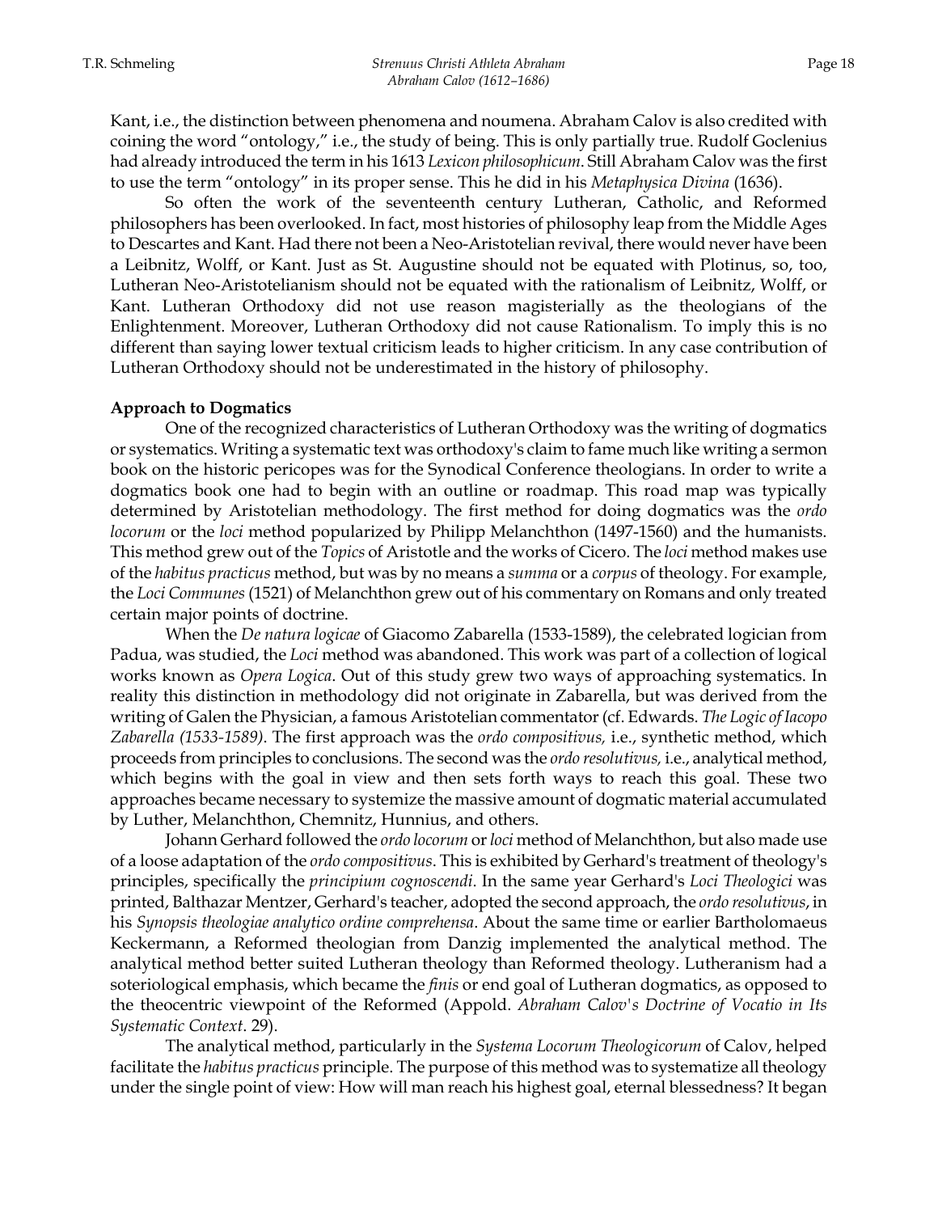Kant, i.e., the distinction between phenomena and noumena. Abraham Calov is also credited with coining the word "ontology," i.e., the study of being. This is only partially true. Rudolf Goclenius had already introduced the term in his 1613 *Lexicon philosophicum*. Still Abraham Calov was the first to use the term "ontology" in its proper sense. This he did in his *Metaphysica Divina* (1636).

So often the work of the seventeenth century Lutheran, Catholic, and Reformed philosophers has been overlooked. In fact, most histories of philosophy leap from the Middle Ages to Descartes and Kant. Had there not been a Neo-Aristotelian revival, there would never have been a Leibnitz, Wolff, or Kant. Just as St. Augustine should not be equated with Plotinus, so, too, Lutheran Neo-Aristotelianism should not be equated with the rationalism of Leibnitz, Wolff, or Kant. Lutheran Orthodoxy did not use reason magisterially as the theologians of the Enlightenment. Moreover, Lutheran Orthodoxy did not cause Rationalism. To imply this is no different than saying lower textual criticism leads to higher criticism. In any case contribution of Lutheran Orthodoxy should not be underestimated in the history of philosophy.

**Approach to Dogmatics**

One of the recognized characteristics of Lutheran Orthodoxy was the writing of dogmatics or systematics. Writing a systematic text was orthodoxy's claim to fame much like writing a sermon book on the historic pericopes was for the Synodical Conference theologians. In order to write a dogmatics book one had to begin with an outline or roadmap. This road map was typically determined by Aristotelian methodology. The first method for doing dogmatics was the *ordo locorum* or the *loci* method popularized by Philipp Melanchthon (1497-1560) and the humanists. This method grew out of the *Topics* of Aristotle and the works of Cicero. The *loci* method makes use of the *habitus practicus* method, but was by no means a *summa* or a *corpus* of theology. For example, the *Loci Communes* (1521) of Melanchthon grew out of his commentary on Romans and only treated certain major points of doctrine.

When the *De natura logicae* of Giacomo Zabarella (1533-1589), the celebrated logician from Padua, was studied, the *Loci* method was abandoned. This work was part of a collection of logical works known as *Opera Logica*. Out of this study grew two ways of approaching systematics. In reality this distinction in methodology did not originate in Zabarella, but was derived from the writing of Galen the Physician, a famous Aristotelian commentator (cf. Edwards. *The Logic of Iacopo Zabarella (1533-1589)*. The first approach was the *ordo compositivus,* i.e., synthetic method, which proceeds from principles to conclusions. The second was the *ordo resolutivus,* i.e., analytical method, which begins with the goal in view and then sets forth ways to reach this goal. These two approaches became necessary to systemize the massive amount of dogmatic material accumulated by Luther, Melanchthon, Chemnitz, Hunnius, and others.

Johann Gerhard followed the *ordo locorum* or *loci* method of Melanchthon, but also made use of a loose adaptation of the *ordo compositivus*. This is exhibited by Gerhard's treatment of theology's principles, specifically the *principium cognoscendi*. In the same year Gerhard's *Loci Theologici* was printed, Balthazar Mentzer, Gerhard's teacher, adopted the second approach, the *ordo resolutivus*, in his *Synopsis theologiae analytico ordine comprehensa*. About the same time or earlier Bartholomaeus Keckermann, a Reformed theologian from Danzig implemented the analytical method. The analytical method better suited Lutheran theology than Reformed theology. Lutheranism had a soteriological emphasis, which became the *finis* or end goal of Lutheran dogmatics, as opposed to the theocentric viewpoint of the Reformed (Appold. *Abraham Calov's Doctrine of Vocatio in Its Systematic Context*. 29).

The analytical method, particularly in the *Systema Locorum Theologicorum* of Calov, helped facilitate the *habitus practicus* principle. The purpose of this method was to systematize all theology under the single point of view: How will man reach his highest goal, eternal blessedness? It began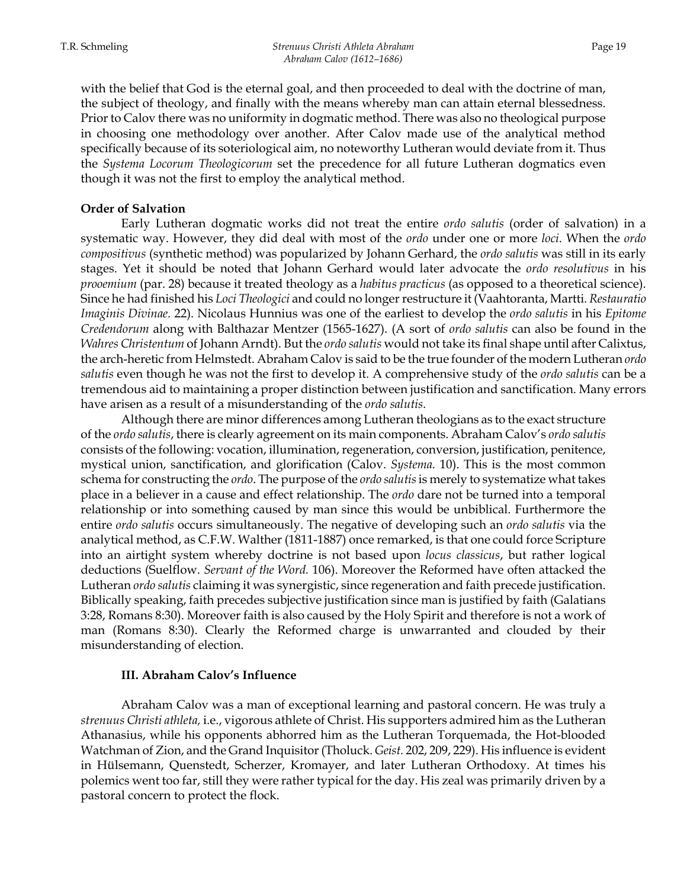with the belief that God is the eternal goal, and then proceeded to deal with the doctrine of man, the subject of theology, and finally with the means whereby man can attain eternal blessedness. Prior to Calov there was no uniformity in dogmatic method. There was also no theological purpose in choosing one methodology over another. After Calov made use of the analytical method specifically because of its soteriological aim, no noteworthy Lutheran would deviate from it. Thus the *Systema Locorum Theologicorum* set the precedence for all future Lutheran dogmatics even though it was not the first to employ the analytical method.

**Order of Salvation**

Early Lutheran dogmatic works did not treat the entire *ordo salutis* (order of salvation) in a systematic way. However, they did deal with most of the *ordo* under one or more *loci*. When the *ordo compositivus* (synthetic method) was popularized by Johann Gerhard, the *ordo salutis* was still in its early stages. Yet it should be noted that Johann Gerhard would later advocate the *ordo resolutivus* in his *prooemium* (par. 28) because it treated theology as a *habitus practicus* (as opposed to a theoretical science). Since he had finished his *Loci Theologici* and could no longer restructure it (Vaahtoranta, Martti. *Restauratio Imaginis Divinae.* 22). Nicolaus Hunnius was one of the earliest to develop the *ordo salutis* in his *Epitome Credendorum* along with Balthazar Mentzer (1565-1627). (A sort of *ordo salutis* can also be found in the *Wahres Christentum* of Johann Arndt). But the *ordo salutis* would not take its final shape until after Calixtus, the arch-heretic from Helmstedt. Abraham Calov is said to be the true founder of the modern Lutheran *ordo salutis* even though he was not the first to develop it. A comprehensive study of the *ordo salutis* can be a tremendous aid to maintaining a proper distinction between justification and sanctification. Many errors have arisen as a result of a misunderstanding of the *ordo salutis*.

Although there are minor differences among Lutheran theologians as to the exact structure of the *ordo salutis*, there is clearly agreement on its main components. Abraham Calov's *ordo salutis* consists of the following: vocation, illumination, regeneration, conversion, justification, penitence, mystical union, sanctification, and glorification (Calov. *Systema.* 10). This is the most common schema for constructing the *ordo*. The purpose of the *ordo salutis* is merely to systematize what takes place in a believer in a cause and effect relationship. The *ordo* dare not be turned into a temporal relationship or into something caused by man since this would be unbiblical. Furthermore the entire *ordo salutis* occurs simultaneously. The negative of developing such an *ordo salutis* via the analytical method, as C.F.W. Walther (1811-1887) once remarked, is that one could force Scripture into an airtight system whereby doctrine is not based upon *locus classicus*, but rather logical deductions (Suelflow. *Servant of the Word.* 106). Moreover the Reformed have often attacked the Lutheran *ordo salutis* claiming it was synergistic, since regeneration and faith precede justification. Biblically speaking, faith precedes subjective justification since man is justified by faith (Galatians 3:28, Romans 8:30). Moreover faith is also caused by the Holy Spirit and therefore is not a work of man (Romans 8:30). Clearly the Reformed charge is unwarranted and clouded by their misunderstanding of election.

## III. Abraham Calov's Influence

Abraham Calov was a man of exceptional learning and pastoral concern. He was truly a *strenuus Christi athleta,* i.e., vigorous athlete of Christ. His supporters admired him as the Lutheran Athanasius, while his opponents abhorred him as the Lutheran Torquemada, the Hot-blooded Watchman of Zion, and the Grand Inquisitor (Tholuck. *Geist.* 202, 209, 229). His influence is evident in Hülsemann, Quenstedt, Scherzer, Kromayer, and later Lutheran Orthodoxy. At times his polemics went too far, still they were rather typical for the day. His zeal was primarily driven by a pastoral concern to protect the flock.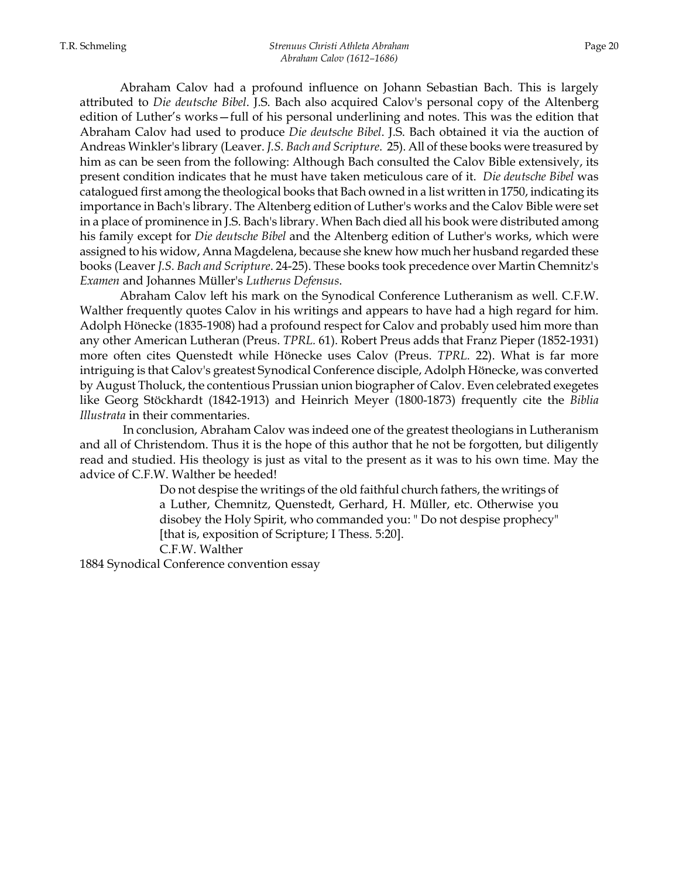Abraham Calov had a profound influence on Johann Sebastian Bach. This is largely attributed to *Die deutsche Bibel*. J.S. Bach also acquired Calov's personal copy of the Altenberg edition of Luther's works—full of his personal underlining and notes. This was the edition that Abraham Calov had used to produce *Die deutsche Bibel*. J.S. Bach obtained it via the auction of Andreas Winkler's library (Leaver. *J.S. Bach and Scripture*. 25). All of these books were treasured by him as can be seen from the following: Although Bach consulted the Calov Bible extensively, its present condition indicates that he must have taken meticulous care of it. *Die deutsche Bibel* was catalogued first among the theological books that Bach owned in a list written in 1750, indicating its importance in Bach's library. The Altenberg edition of Luther's works and the Calov Bible were set in a place of prominence in J.S. Bach's library. When Bach died all his book were distributed among his family except for *Die deutsche Bibel* and the Altenberg edition of Luther's works, which were assigned to his widow, Anna Magdelena, because she knew how much her husband regarded these books (Leaver *J.S. Bach and Scripture*. 24-25). These books took precedence over Martin Chemnitz's *Examen* and Johannes Müller's *Lutherus Defensus*.

Abraham Calov left his mark on the Synodical Conference Lutheranism as well. C.F.W. Walther frequently quotes Calov in his writings and appears to have had a high regard for him. Adolph Hönecke (1835-1908) had a profound respect for Calov and probably used him more than any other American Lutheran (Preus. *TPRL*. 61). Robert Preus adds that Franz Pieper (1852-1931) more often cites Quenstedt while Hönecke uses Calov (Preus. *TPRL*. 22). What is far more intriguing is that Calov's greatest Synodical Conference disciple, Adolph Hönecke, was converted by August Tholuck, the contentious Prussian union biographer of Calov. Even celebrated exegetes like Georg Stöckhardt (1842-1913) and Heinrich Meyer (1800-1873) frequently cite the *Biblia Illustrata* in their commentaries.

In conclusion, Abraham Calov was indeed one of the greatest theologians in Lutheranism and all of Christendom. Thus it is the hope of this author that he not be forgotten, but diligently read and studied. His theology is just as vital to the present as it was to his own time. May the advice of C.F.W. Walther be heeded!

> Do not despise the writings of the old faithful church fathers, the writings of a Luther, Chemnitz, Quenstedt, Gerhard, H. Müller, etc. Otherwise you disobey the Holy Spirit, who commanded you: " Do not despise prophecy" [that is, exposition of Scripture; I Thess. 5:20].
>
> C.F.W. Walther

1884 Synodical Conference convention essay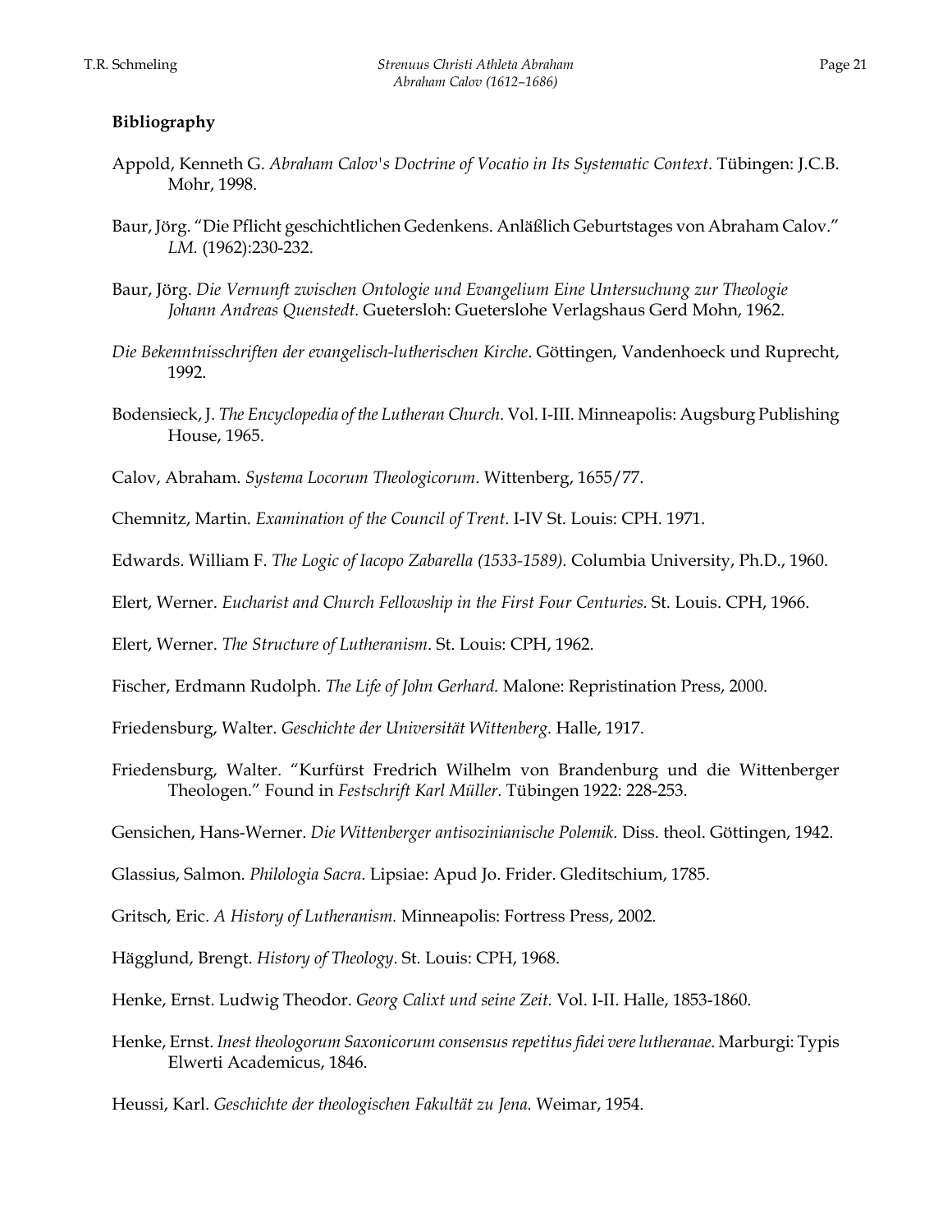**Bibliography**

Appold, Kenneth G. *Abraham Calov's Doctrine of Vocatio in Its Systematic Context*. Tübingen: J.C.B. Mohr, 1998.

Baur, Jörg. "Die Pflicht geschichtlichen Gedenkens. Anläßlich Geburtstages von Abraham Calov." *LM.* (1962):230-232.

Baur, Jörg. *Die Vernunft zwischen Ontologie und Evangelium Eine Untersuchung zur Theologie Johann Andreas Quenstedt.* Guetersloh: Gueterslohe Verlagshaus Gerd Mohn, 1962.

*Die Bekenntnisschriften der evangelisch-lutherischen Kirche*. Göttingen, Vandenhoeck und Ruprecht, 1992.

Bodensieck, J. *The Encyclopedia of the Lutheran Church*. Vol. I-III. Minneapolis: Augsburg Publishing House, 1965.

Calov, Abraham. *Systema Locorum Theologicorum*. Wittenberg, 1655/77.

Chemnitz, Martin. *Examination of the Council of Trent*. I-IV St. Louis: CPH. 1971.

Edwards. William F. *The Logic of Iacopo Zabarella (1533-1589).* Columbia University, Ph.D., 1960.

Elert, Werner. *Eucharist and Church Fellowship in the First Four Centuries.* St. Louis. CPH, 1966.

Elert, Werner. *The Structure of Lutheranism*. St. Louis: CPH, 1962.

Fischer, Erdmann Rudolph. *The Life of John Gerhard.* Malone: Repristination Press, 2000.

Friedensburg, Walter. *Geschichte der Universität Wittenberg.* Halle, 1917.

Friedensburg, Walter. "Kurfürst Fredrich Wilhelm von Brandenburg und die Wittenberger Theologen." Found in *Festschrift Karl Müller.* Tübingen 1922: 228-253.

Gensichen, Hans-Werner. *Die Wittenberger antisozinianische Polemik.* Diss. theol. Göttingen, 1942.

Glassius, Salmon. *Philologia Sacra*. Lipsiae: Apud Jo. Frider. Gleditschium, 1785.

Gritsch, Eric. *A History of Lutheranism.* Minneapolis: Fortress Press, 2002.

Hägglund, Brengt. *History of Theology*. St. Louis: CPH, 1968.

Henke, Ernst. Ludwig Theodor. *Georg Calixt und seine Zeit.* Vol. I-II. Halle, 1853-1860.

Henke, Ernst. *Inest theologorum Saxonicorum consensus repetitus fidei vere lutheranae.* Marburgi: Typis Elwerti Academicus, 1846.

Heussi, Karl. *Geschichte der theologischen Fakultät zu Jena.* Weimar, 1954.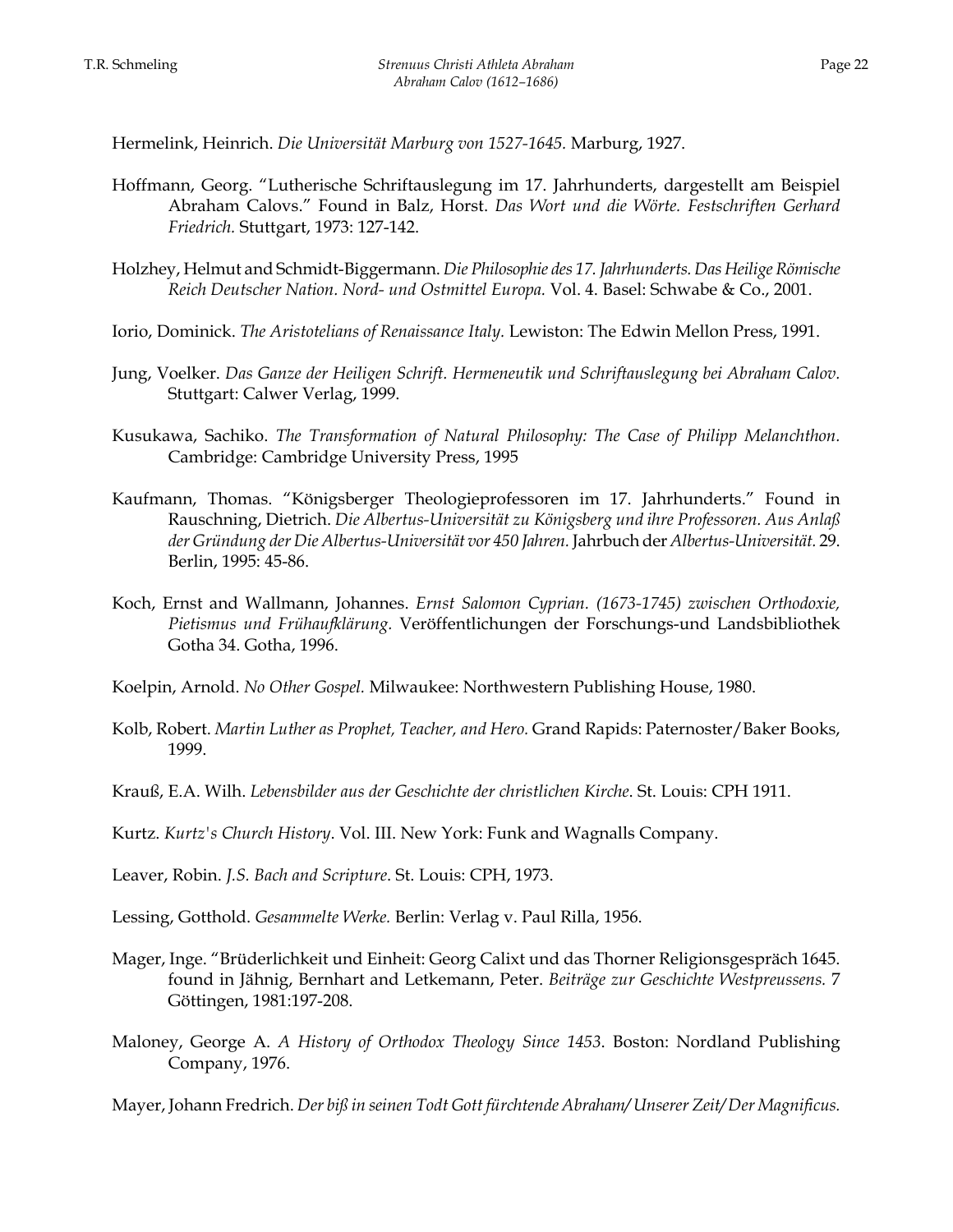Hermelink, Heinrich. *Die Universität Marburg von 1527-1645.* Marburg, 1927.

Hoffmann, Georg. "Lutherische Schriftauslegung im 17. Jahrhunderts, dargestellt am Beispiel Abraham Calovs." Found in Balz, Horst. *Das Wort und die Wörte. Festschriften Gerhard Friedrich.* Stuttgart, 1973: 127-142.

Holzhey, Helmut and Schmidt-Biggermann. *Die Philosophie des 17. Jahrhunderts. Das Heilige Römische Reich Deutscher Nation. Nord- und Ostmittel Europa.* Vol. 4. Basel: Schwabe & Co., 2001.

Iorio, Dominick. *The Aristotelians of Renaissance Italy.* Lewiston: The Edwin Mellon Press, 1991.

Jung, Voelker. *Das Ganze der Heiligen Schrift. Hermeneutik und Schriftauslegung bei Abraham Calov.* Stuttgart: Calwer Verlag, 1999.

Kusukawa, Sachiko. *The Transformation of Natural Philosophy: The Case of Philipp Melanchthon.* Cambridge: Cambridge University Press, 1995

Kaufmann, Thomas. "Königsberger Theologieprofessoren im 17. Jahrhunderts." Found in Rauschning, Dietrich. *Die Albertus-Universität zu Königsberg und ihre Professoren. Aus Anlaß der Gründung der Die Albertus-Universität vor 450 Jahren.* Jahrbuch der *Albertus-Universität.* 29. Berlin, 1995: 45-86.

Koch, Ernst and Wallmann, Johannes. *Ernst Salomon Cyprian. (1673-1745) zwischen Orthodoxie, Pietismus und Frühaufklärung.* Veröffentlichungen der Forschungs-und Landsbibliothek Gotha 34. Gotha, 1996.

Koelpin, Arnold. *No Other Gospel.* Milwaukee: Northwestern Publishing House, 1980.

Kolb, Robert. *Martin Luther as Prophet, Teacher, and Hero.* Grand Rapids: Paternoster/Baker Books, 1999.

Krauß, E.A. Wilh. *Lebensbilder aus der Geschichte der christlichen Kirche*. St. Louis: CPH 1911.

Kurtz. *Kurtz's Church History*. Vol. III. New York: Funk and Wagnalls Company.

Leaver, Robin. *J.S. Bach and Scripture*. St. Louis: CPH, 1973.

Lessing, Gotthold. *Gesammelte Werke.* Berlin: Verlag v. Paul Rilla, 1956.

Mager, Inge. "Brüderlichkeit und Einheit: Georg Calixt und das Thorner Religionsgespräch 1645. found in Jähnig, Bernhart and Letkemann, Peter. *Beiträge zur Geschichte Westpreussens.* 7 Göttingen, 1981:197-208.

Maloney, George A. *A History of Orthodox Theology Since 1453.* Boston: Nordland Publishing Company, 1976.

Mayer, Johann Fredrich. *Der biß in seinen Todt Gott fürchtende Abraham/ Unserer Zeit/ Der Magnificus.*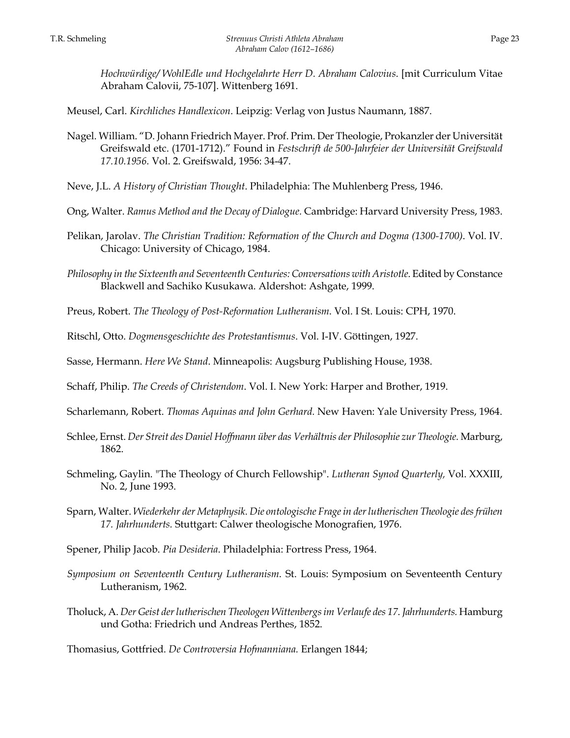*Hochwürdige/ WohlEdle und Hochgelahrte Herr D. Abraham Calovius*. [mit Curriculum Vitae Abraham Calovii, 75-107]. Wittenberg 1691.

Meusel, Carl. *Kirchliches Handlexicon*. Leipzig: Verlag von Justus Naumann, 1887.

Nagel. William. "D. Johann Friedrich Mayer. Prof. Prim. Der Theologie, Prokanzler der Universität Greifswald etc. (1701-1712)." Found in *Festschrift de 500-Jahrfeier der Universität Greifswald 17.10.1956.* Vol. 2. Greifswald, 1956: 34-47.

Neve, J.L. *A History of Christian Thought*. Philadelphia: The Muhlenberg Press, 1946.

Ong, Walter. *Ramus Method and the Decay of Dialogue.* Cambridge: Harvard University Press, 1983.

Pelikan, Jarolav. *The Christian Tradition: Reformation of the Church and Dogma (1300-1700)*. Vol. IV. Chicago: University of Chicago, 1984.

*Philosophy in the Sixteenth and Seventeenth Centuries: Conversations with Aristotle*. Edited by Constance Blackwell and Sachiko Kusukawa. Aldershot: Ashgate, 1999.

Preus, Robert. *The Theology of Post-Reformation Lutheranism*. Vol. I St. Louis: CPH, 1970.

Ritschl, Otto. *Dogmensgeschichte des Protestantismus*. Vol. I-IV. Göttingen, 1927.

Sasse, Hermann. *Here We Stand*. Minneapolis: Augsburg Publishing House, 1938.

Schaff, Philip. *The Creeds of Christendom*. Vol. I. New York: Harper and Brother, 1919.

Scharlemann, Robert. *Thomas Aquinas and John Gerhard.* New Haven: Yale University Press, 1964.

Schlee, Ernst. *Der Streit des Daniel Hoffmann über das Verhältnis der Philosophie zur Theologie.* Marburg, 1862.

Schmeling, Gaylin. "The Theology of Church Fellowship". *Lutheran Synod Quarterly,* Vol. XXXIII, No. 2, June 1993.

Sparn, Walter. *Wiederkehr der Metaphysik. Die ontologische Frage in der lutherischen Theologie des frühen 17. Jahrhunderts.* Stuttgart: Calwer theologische Monografien, 1976.

Spener, Philip Jacob. *Pia Desideria*. Philadelphia: Fortress Press, 1964.

*Symposium on Seventeenth Century Lutheranism*. St. Louis: Symposium on Seventeenth Century Lutheranism, 1962.

Tholuck, A. *Der Geist der lutherischen Theologen Wittenbergs im Verlaufe des 17. Jahrhunderts.* Hamburg und Gotha: Friedrich und Andreas Perthes, 1852.

Thomasius, Gottfried. *De Controversia Hofmanniana.* Erlangen 1844;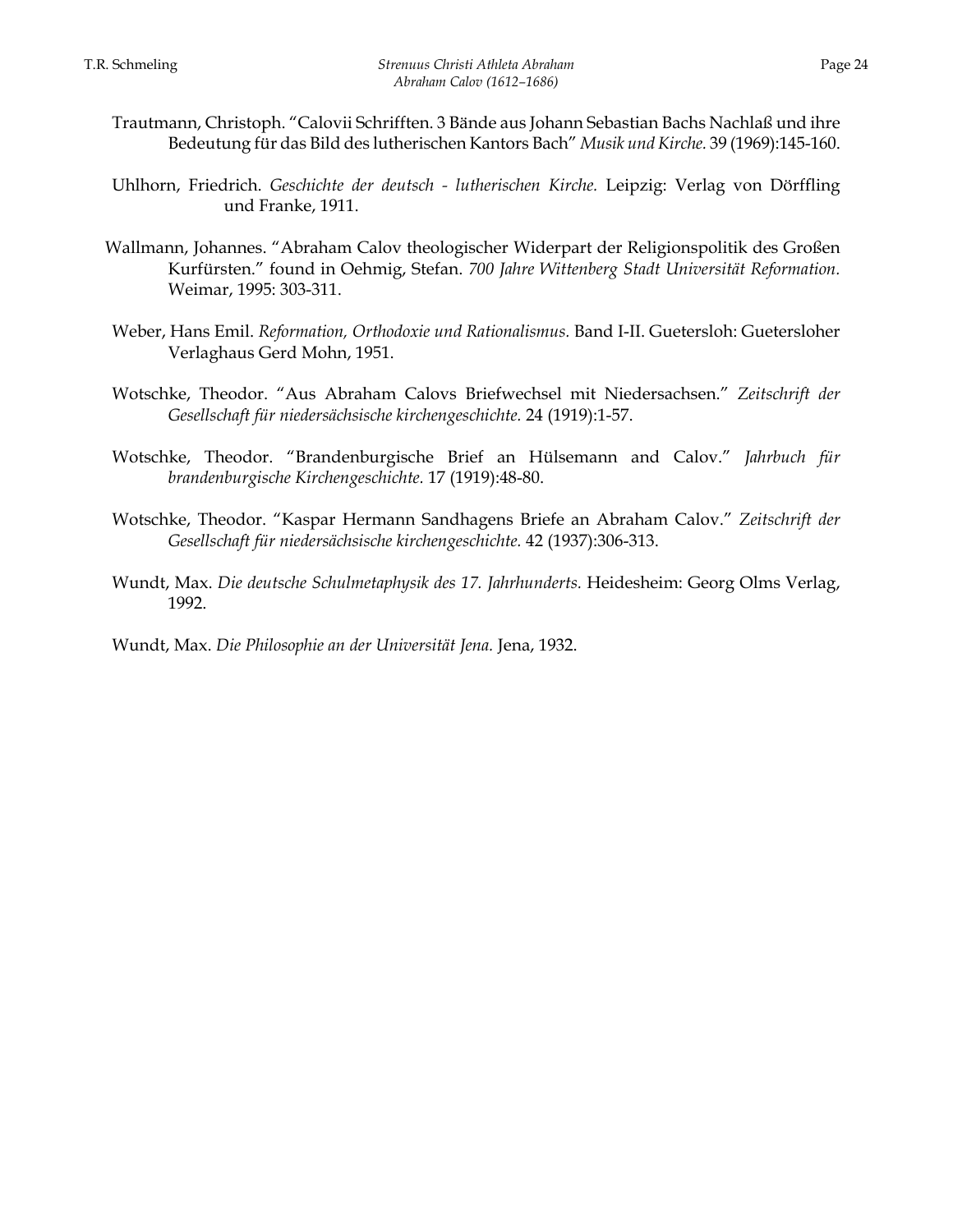Trautmann, Christoph. "Calovii Schrifften. 3 Bände aus Johann Sebastian Bachs Nachlaß und ihre Bedeutung für das Bild des lutherischen Kantors Bach" *Musik und Kirche.* 39 (1969):145-160.

Uhlhorn, Friedrich. *Geschichte der deutsch - lutherischen Kirche.* Leipzig: Verlag von Dörffling und Franke, 1911.

Wallmann, Johannes. "Abraham Calov theologischer Widerpart der Religionspolitik des Großen Kurfürsten." found in Oehmig, Stefan. *700 Jahre Wittenberg Stadt Universität Reformation.* Weimar, 1995: 303-311.

Weber, Hans Emil. *Reformation, Orthodoxie und Rationalismus.* Band I-II. Guetersloh: Guetersloher Verlaghaus Gerd Mohn, 1951.

Wotschke, Theodor. "Aus Abraham Calovs Briefwechsel mit Niedersachsen." *Zeitschrift der Gesellschaft für niedersächsische kirchengeschichte.* 24 (1919):1-57.

Wotschke, Theodor. "Brandenburgische Brief an Hülsemann and Calov." *Jahrbuch für brandenburgische Kirchengeschichte.* 17 (1919):48-80.

Wotschke, Theodor. "Kaspar Hermann Sandhagens Briefe an Abraham Calov." *Zeitschrift der Gesellschaft für niedersächsische kirchengeschichte.* 42 (1937):306-313.

Wundt, Max. *Die deutsche Schulmetaphysik des 17. Jahrhunderts.* Heidesheim: Georg Olms Verlag, 1992.

Wundt, Max. *Die Philosophie an der Universität Jena.* Jena, 1932.